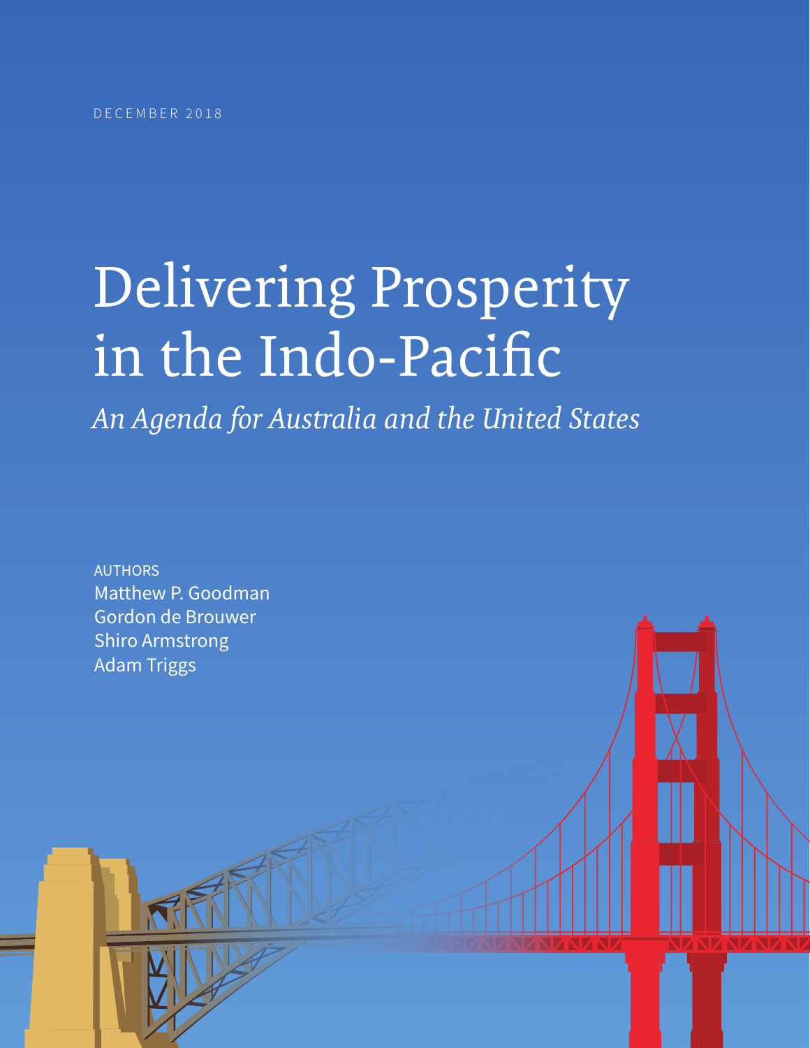DECEMBER 2018

# Delivering Prosperity in the Indo-Pacific

*An Agenda for Australia and the United States*

AUTHORS
Matthew P. Goodman
Gordon de Brouwer
Shiro Armstrong
Adam Triggs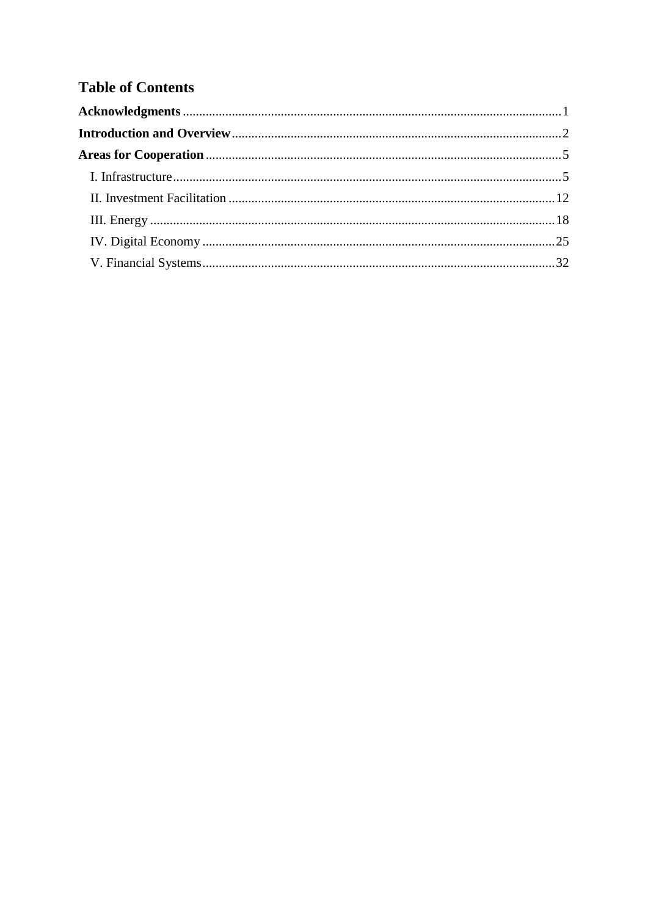## Table of Contents

**Acknowledgments** ........................................................................................................................ 1

**Introduction and Overview** ........................................................................................................ 2

**Areas for Cooperation** ................................................................................................................ 5

- I. Infrastructure ........................................................................................................................ 5
- II. Investment Facilitation ...................................................................................................... 12
- III. Energy ............................................................................................................................... 18
- IV. Digital Economy ................................................................................................................ 25
- V. Financial Systems ............................................................................................................... 32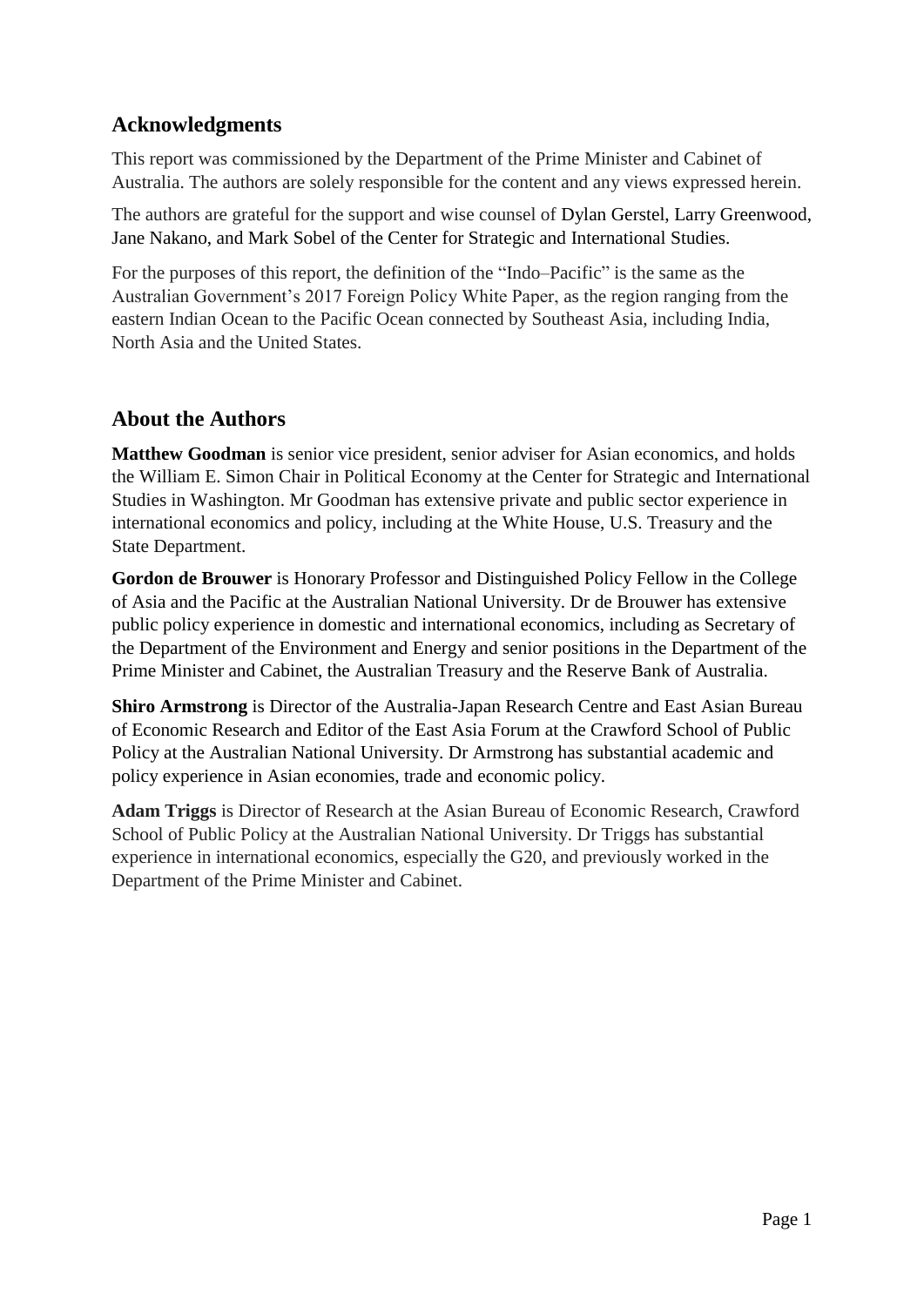## Acknowledgments

This report was commissioned by the Department of the Prime Minister and Cabinet of Australia. The authors are solely responsible for the content and any views expressed herein.

The authors are grateful for the support and wise counsel of Dylan Gerstel, Larry Greenwood, Jane Nakano, and Mark Sobel of the Center for Strategic and International Studies.

For the purposes of this report, the definition of the "Indo–Pacific" is the same as the Australian Government's 2017 Foreign Policy White Paper, as the region ranging from the eastern Indian Ocean to the Pacific Ocean connected by Southeast Asia, including India, North Asia and the United States.

## About the Authors

**Matthew Goodman** is senior vice president, senior adviser for Asian economics, and holds the William E. Simon Chair in Political Economy at the Center for Strategic and International Studies in Washington. Mr Goodman has extensive private and public sector experience in international economics and policy, including at the White House, U.S. Treasury and the State Department.

**Gordon de Brouwer** is Honorary Professor and Distinguished Policy Fellow in the College of Asia and the Pacific at the Australian National University. Dr de Brouwer has extensive public policy experience in domestic and international economics, including as Secretary of the Department of the Environment and Energy and senior positions in the Department of the Prime Minister and Cabinet, the Australian Treasury and the Reserve Bank of Australia.

**Shiro Armstrong** is Director of the Australia-Japan Research Centre and East Asian Bureau of Economic Research and Editor of the East Asia Forum at the Crawford School of Public Policy at the Australian National University. Dr Armstrong has substantial academic and policy experience in Asian economies, trade and economic policy.

**Adam Triggs** is Director of Research at the Asian Bureau of Economic Research, Crawford School of Public Policy at the Australian National University. Dr Triggs has substantial experience in international economics, especially the G20, and previously worked in the Department of the Prime Minister and Cabinet.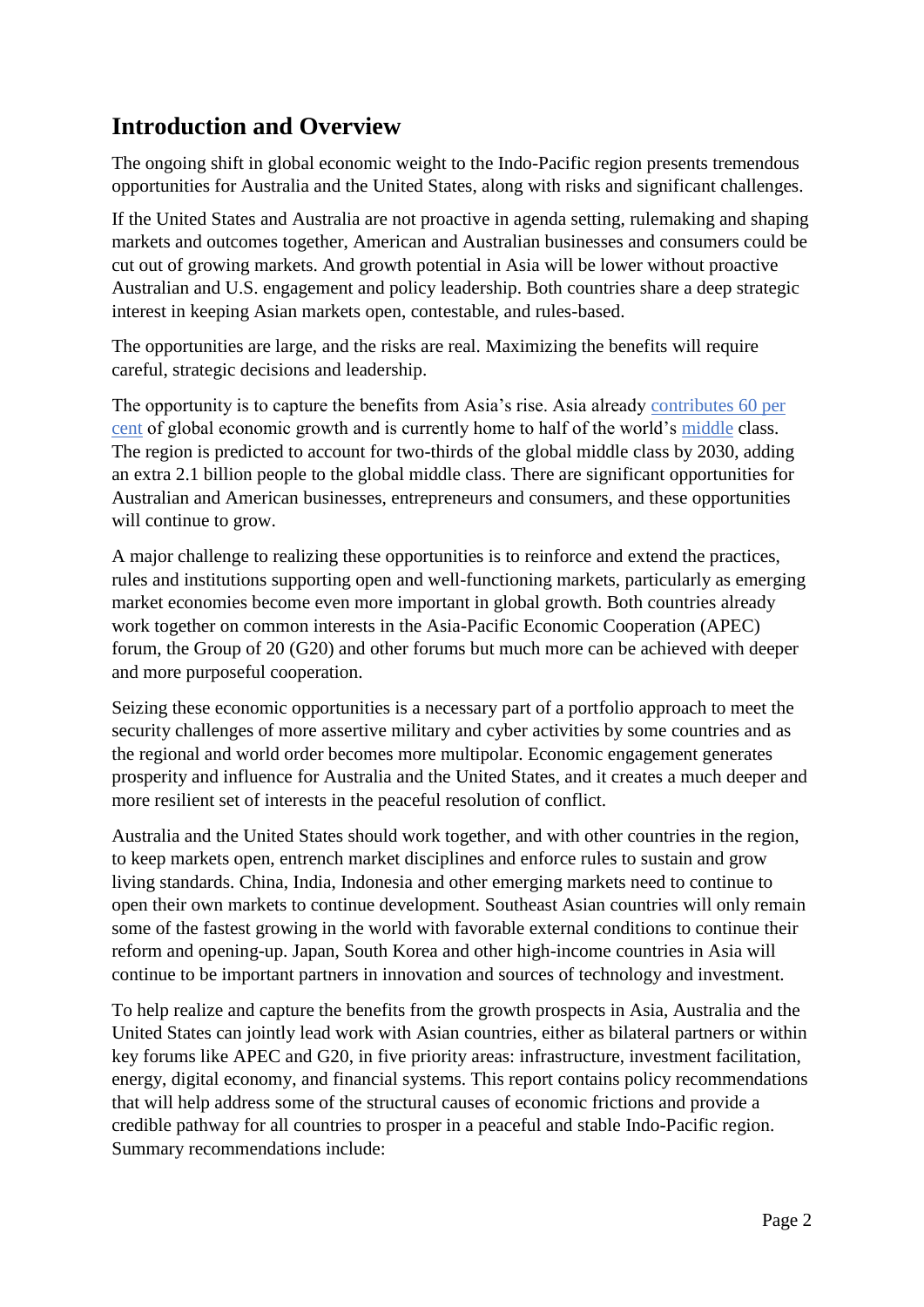## Introduction and Overview

The ongoing shift in global economic weight to the Indo-Pacific region presents tremendous opportunities for Australia and the United States, along with risks and significant challenges.

If the United States and Australia are not proactive in agenda setting, rulemaking and shaping markets and outcomes together, American and Australian businesses and consumers could be cut out of growing markets. And growth potential in Asia will be lower without proactive Australian and U.S. engagement and policy leadership. Both countries share a deep strategic interest in keeping Asian markets open, contestable, and rules-based.

The opportunities are large, and the risks are real. Maximizing the benefits will require careful, strategic decisions and leadership.

The opportunity is to capture the benefits from Asia's rise. Asia already contributes 60 per cent of global economic growth and is currently home to half of the world's middle class. The region is predicted to account for two-thirds of the global middle class by 2030, adding an extra 2.1 billion people to the global middle class. There are significant opportunities for Australian and American businesses, entrepreneurs and consumers, and these opportunities will continue to grow.

A major challenge to realizing these opportunities is to reinforce and extend the practices, rules and institutions supporting open and well-functioning markets, particularly as emerging market economies become even more important in global growth. Both countries already work together on common interests in the Asia-Pacific Economic Cooperation (APEC) forum, the Group of 20 (G20) and other forums but much more can be achieved with deeper and more purposeful cooperation.

Seizing these economic opportunities is a necessary part of a portfolio approach to meet the security challenges of more assertive military and cyber activities by some countries and as the regional and world order becomes more multipolar. Economic engagement generates prosperity and influence for Australia and the United States, and it creates a much deeper and more resilient set of interests in the peaceful resolution of conflict.

Australia and the United States should work together, and with other countries in the region, to keep markets open, entrench market disciplines and enforce rules to sustain and grow living standards. China, India, Indonesia and other emerging markets need to continue to open their own markets to continue development. Southeast Asian countries will only remain some of the fastest growing in the world with favorable external conditions to continue their reform and opening-up. Japan, South Korea and other high-income countries in Asia will continue to be important partners in innovation and sources of technology and investment.

To help realize and capture the benefits from the growth prospects in Asia, Australia and the United States can jointly lead work with Asian countries, either as bilateral partners or within key forums like APEC and G20, in five priority areas: infrastructure, investment facilitation, energy, digital economy, and financial systems. This report contains policy recommendations that will help address some of the structural causes of economic frictions and provide a credible pathway for all countries to prosper in a peaceful and stable Indo-Pacific region. Summary recommendations include: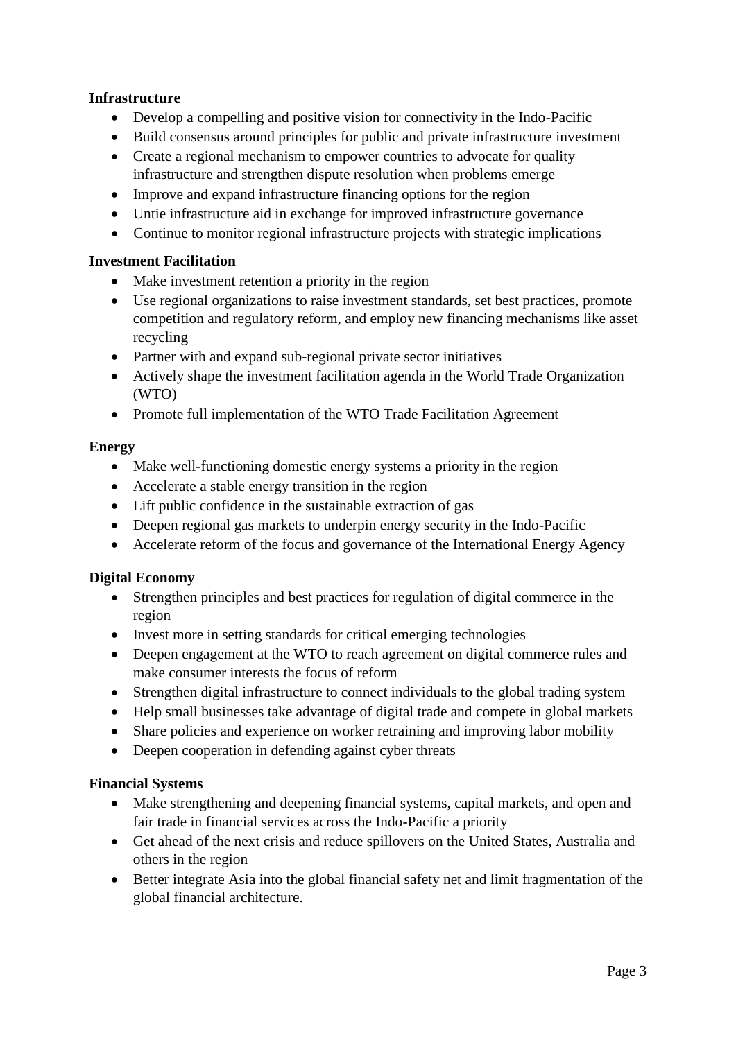**Infrastructure**

- Develop a compelling and positive vision for connectivity in the Indo-Pacific
- Build consensus around principles for public and private infrastructure investment
- Create a regional mechanism to empower countries to advocate for quality infrastructure and strengthen dispute resolution when problems emerge
- Improve and expand infrastructure financing options for the region
- Untie infrastructure aid in exchange for improved infrastructure governance
- Continue to monitor regional infrastructure projects with strategic implications

**Investment Facilitation**

- Make investment retention a priority in the region
- Use regional organizations to raise investment standards, set best practices, promote competition and regulatory reform, and employ new financing mechanisms like asset recycling
- Partner with and expand sub-regional private sector initiatives
- Actively shape the investment facilitation agenda in the World Trade Organization (WTO)
- Promote full implementation of the WTO Trade Facilitation Agreement

**Energy**

- Make well-functioning domestic energy systems a priority in the region
- Accelerate a stable energy transition in the region
- Lift public confidence in the sustainable extraction of gas
- Deepen regional gas markets to underpin energy security in the Indo-Pacific
- Accelerate reform of the focus and governance of the International Energy Agency

**Digital Economy**

- Strengthen principles and best practices for regulation of digital commerce in the region
- Invest more in setting standards for critical emerging technologies
- Deepen engagement at the WTO to reach agreement on digital commerce rules and make consumer interests the focus of reform
- Strengthen digital infrastructure to connect individuals to the global trading system
- Help small businesses take advantage of digital trade and compete in global markets
- Share policies and experience on worker retraining and improving labor mobility
- Deepen cooperation in defending against cyber threats

**Financial Systems**

- Make strengthening and deepening financial systems, capital markets, and open and fair trade in financial services across the Indo-Pacific a priority
- Get ahead of the next crisis and reduce spillovers on the United States, Australia and others in the region
- Better integrate Asia into the global financial safety net and limit fragmentation of the global financial architecture.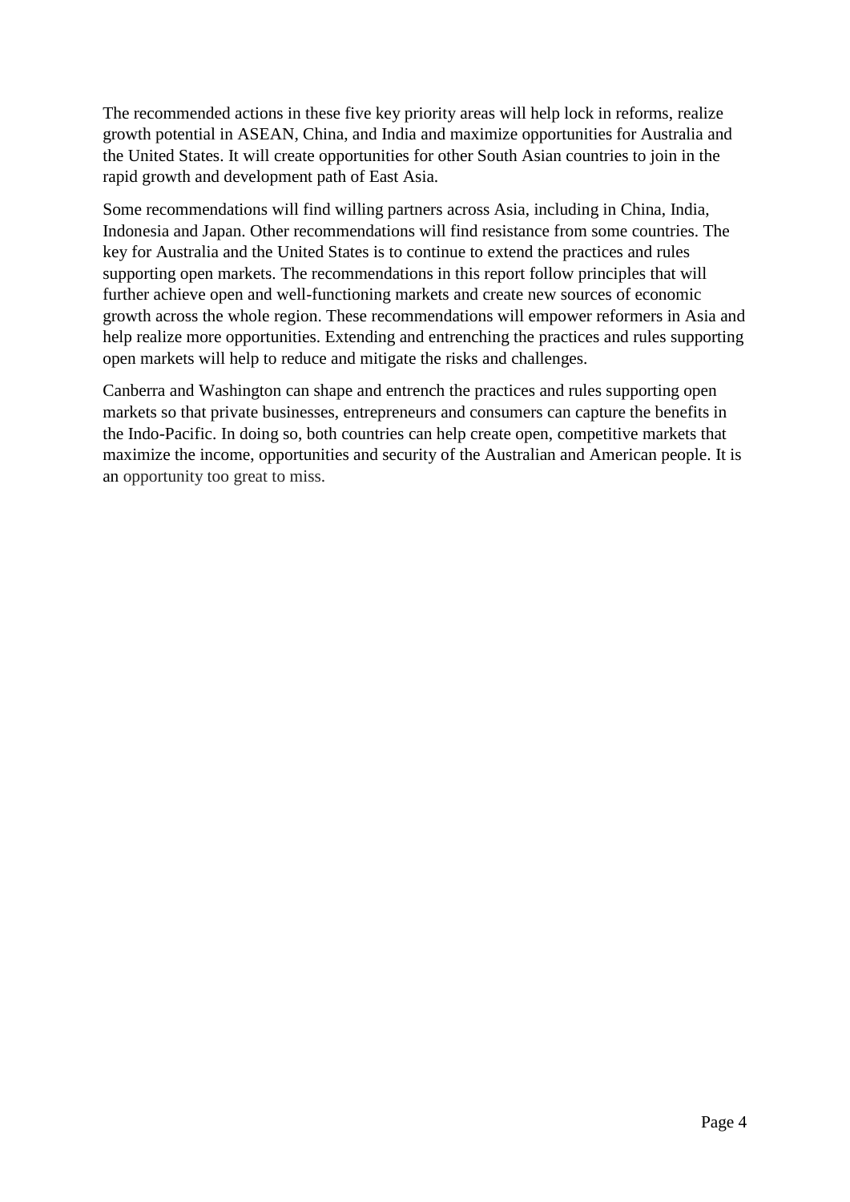The recommended actions in these five key priority areas will help lock in reforms, realize growth potential in ASEAN, China, and India and maximize opportunities for Australia and the United States. It will create opportunities for other South Asian countries to join in the rapid growth and development path of East Asia.

Some recommendations will find willing partners across Asia, including in China, India, Indonesia and Japan. Other recommendations will find resistance from some countries. The key for Australia and the United States is to continue to extend the practices and rules supporting open markets. The recommendations in this report follow principles that will further achieve open and well-functioning markets and create new sources of economic growth across the whole region. These recommendations will empower reformers in Asia and help realize more opportunities. Extending and entrenching the practices and rules supporting open markets will help to reduce and mitigate the risks and challenges.

Canberra and Washington can shape and entrench the practices and rules supporting open markets so that private businesses, entrepreneurs and consumers can capture the benefits in the Indo-Pacific. In doing so, both countries can help create open, competitive markets that maximize the income, opportunities and security of the Australian and American people. It is an opportunity too great to miss.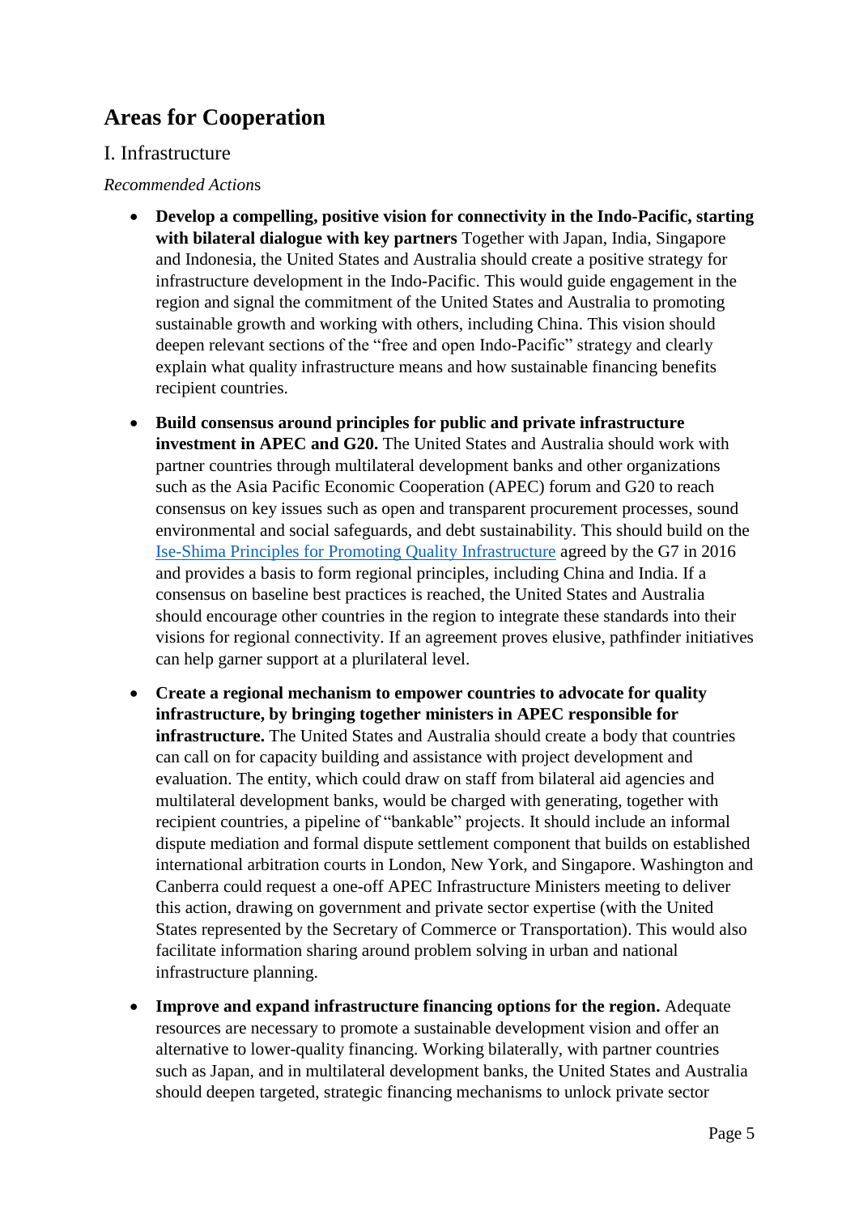## Areas for Cooperation

### I. Infrastructure

*Recommended Actions*

- **Develop a compelling, positive vision for connectivity in the Indo-Pacific, starting with bilateral dialogue with key partners** Together with Japan, India, Singapore and Indonesia, the United States and Australia should create a positive strategy for infrastructure development in the Indo-Pacific. This would guide engagement in the region and signal the commitment of the United States and Australia to promoting sustainable growth and working with others, including China. This vision should deepen relevant sections of the "free and open Indo-Pacific" strategy and clearly explain what quality infrastructure means and how sustainable financing benefits recipient countries.

- **Build consensus around principles for public and private infrastructure investment in APEC and G20.** The United States and Australia should work with partner countries through multilateral development banks and other organizations such as the Asia Pacific Economic Cooperation (APEC) forum and G20 to reach consensus on key issues such as open and transparent procurement processes, sound environmental and social safeguards, and debt sustainability. This should build on the Ise-Shima Principles for Promoting Quality Infrastructure agreed by the G7 in 2016 and provides a basis to form regional principles, including China and India. If a consensus on baseline best practices is reached, the United States and Australia should encourage other countries in the region to integrate these standards into their visions for regional connectivity. If an agreement proves elusive, pathfinder initiatives can help garner support at a plurilateral level.

- **Create a regional mechanism to empower countries to advocate for quality infrastructure, by bringing together ministers in APEC responsible for infrastructure.** The United States and Australia should create a body that countries can call on for capacity building and assistance with project development and evaluation. The entity, which could draw on staff from bilateral aid agencies and multilateral development banks, would be charged with generating, together with recipient countries, a pipeline of "bankable" projects. It should include an informal dispute mediation and formal dispute settlement component that builds on established international arbitration courts in London, New York, and Singapore. Washington and Canberra could request a one-off APEC Infrastructure Ministers meeting to deliver this action, drawing on government and private sector expertise (with the United States represented by the Secretary of Commerce or Transportation). This would also facilitate information sharing around problem solving in urban and national infrastructure planning.

- **Improve and expand infrastructure financing options for the region.** Adequate resources are necessary to promote a sustainable development vision and offer an alternative to lower-quality financing. Working bilaterally, with partner countries such as Japan, and in multilateral development banks, the United States and Australia should deepen targeted, strategic financing mechanisms to unlock private sector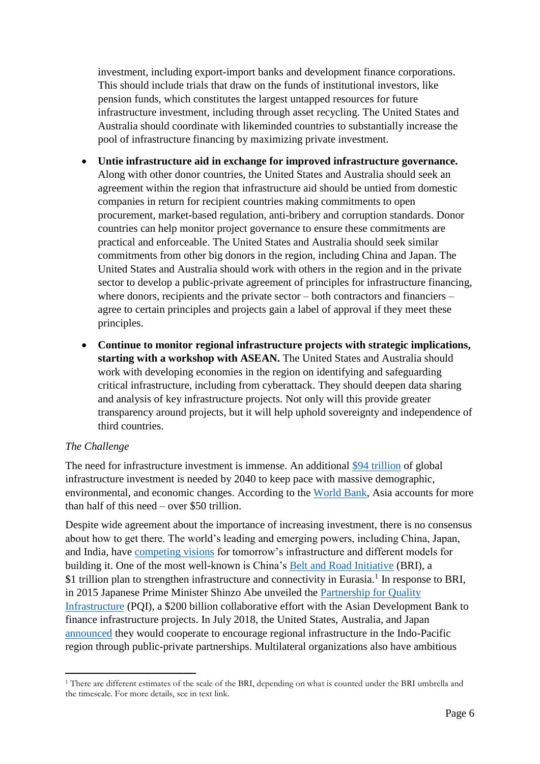investment, including export-import banks and development finance corporations. This should include trials that draw on the funds of institutional investors, like pension funds, which constitutes the largest untapped resources for future infrastructure investment, including through asset recycling. The United States and Australia should coordinate with likeminded countries to substantially increase the pool of infrastructure financing by maximizing private investment.

- **Untie infrastructure aid in exchange for improved infrastructure governance.** Along with other donor countries, the United States and Australia should seek an agreement within the region that infrastructure aid should be untied from domestic companies in return for recipient countries making commitments to open procurement, market-based regulation, anti-bribery and corruption standards. Donor countries can help monitor project governance to ensure these commitments are practical and enforceable. The United States and Australia should seek similar commitments from other big donors in the region, including China and Japan. The United States and Australia should work with others in the region and in the private sector to develop a public-private agreement of principles for infrastructure financing, where donors, recipients and the private sector – both contractors and financiers – agree to certain principles and projects gain a label of approval if they meet these principles.

- **Continue to monitor regional infrastructure projects with strategic implications, starting with a workshop with ASEAN.** The United States and Australia should work with developing economies in the region on identifying and safeguarding critical infrastructure, including from cyberattack. They should deepen data sharing and analysis of key infrastructure projects. Not only will this provide greater transparency around projects, but it will help uphold sovereignty and independence of third countries.

*The Challenge*

The need for infrastructure investment is immense. An additional $94 trillion of global infrastructure investment is needed by 2040 to keep pace with massive demographic, environmental, and economic changes. According to the World Bank, Asia accounts for more than half of this need – over $50 trillion.

Despite wide agreement about the importance of increasing investment, there is no consensus about how to get there. The world's leading and emerging powers, including China, Japan, and India, have competing visions for tomorrow's infrastructure and different models for building it. One of the most well-known is China's Belt and Road Initiative (BRI), a $1 trillion plan to strengthen infrastructure and connectivity in Eurasia.[1] In response to BRI, in 2015 Japanese Prime Minister Shinzo Abe unveiled the Partnership for Quality Infrastructure (PQI), a $200 billion collaborative effort with the Asian Development Bank to finance infrastructure projects. In July 2018, the United States, Australia, and Japan announced they would cooperate to encourage regional infrastructure in the Indo-Pacific region through public-private partnerships. Multilateral organizations also have ambitious

[1] There are different estimates of the scale of the BRI, depending on what is counted under the BRI umbrella and the timescale. For more details, see in text link.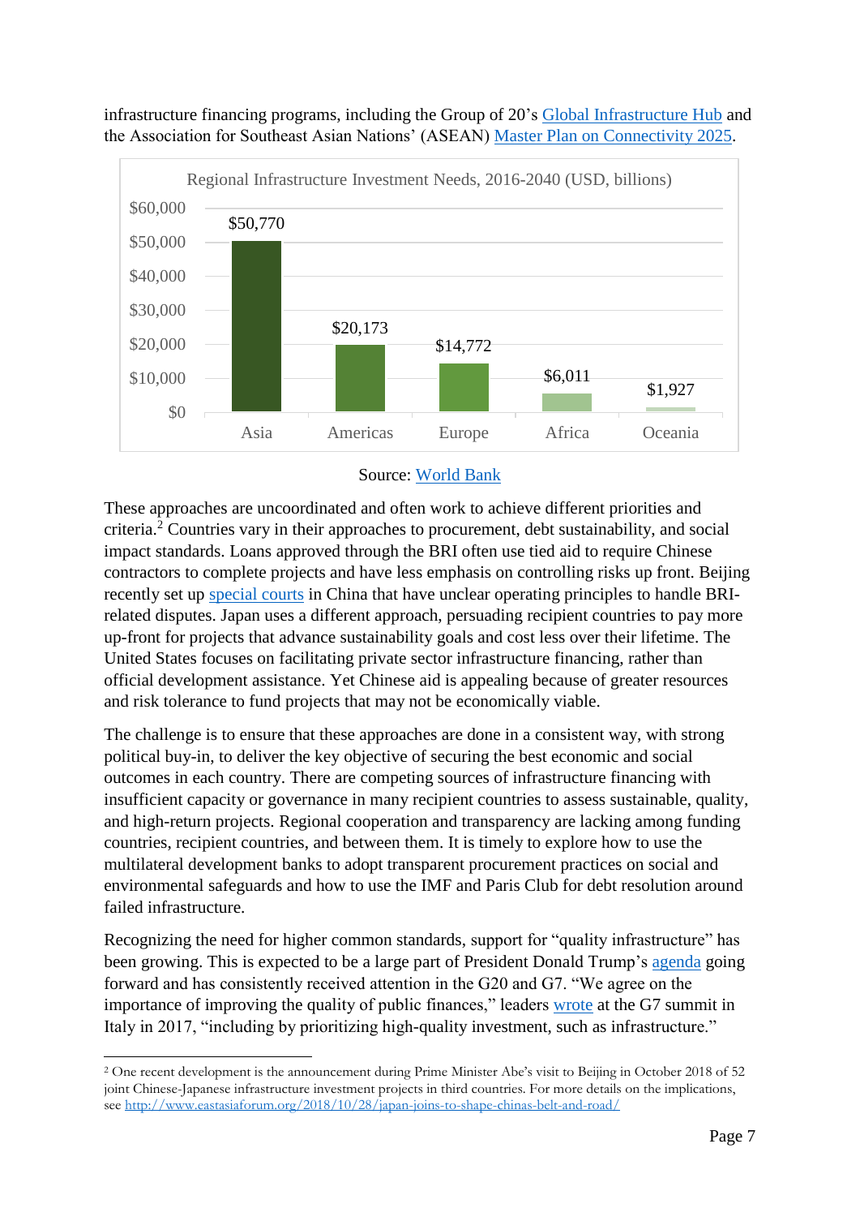infrastructure financing programs, including the Group of 20's Global Infrastructure Hub and the Association for Southeast Asian Nations' (ASEAN) Master Plan on Connectivity 2025.

**Regional Infrastructure Investment Needs, 2016-2040 (USD, billions)**

| Region | Investment Needs |
|---|---|
| Asia | $50,770 |
| Americas | $20,173 |
| Europe | $14,772 |
| Africa | $6,011 |
| Oceania | $1,927 |

Source: World Bank

These approaches are uncoordinated and often work to achieve different priorities and criteria.[2] Countries vary in their approaches to procurement, debt sustainability, and social impact standards. Loans approved through the BRI often use tied aid to require Chinese contractors to complete projects and have less emphasis on controlling risks up front. Beijing recently set up special courts in China that have unclear operating principles to handle BRI-related disputes. Japan uses a different approach, persuading recipient countries to pay more up-front for projects that advance sustainability goals and cost less over their lifetime. The United States focuses on facilitating private sector infrastructure financing, rather than official development assistance. Yet Chinese aid is appealing because of greater resources and risk tolerance to fund projects that may not be economically viable.

The challenge is to ensure that these approaches are done in a consistent way, with strong political buy-in, to deliver the key objective of securing the best economic and social outcomes in each country. There are competing sources of infrastructure financing with insufficient capacity or governance in many recipient countries to assess sustainable, quality, and high-return projects. Regional cooperation and transparency are lacking among funding countries, recipient countries, and between them. It is timely to explore how to use the multilateral development banks to adopt transparent procurement practices on social and environmental safeguards and how to use the IMF and Paris Club for debt resolution around failed infrastructure.

Recognizing the need for higher common standards, support for "quality infrastructure" has been growing. This is expected to be a large part of President Donald Trump's agenda going forward and has consistently received attention in the G20 and G7. "We agree on the importance of improving the quality of public finances," leaders wrote at the G7 summit in Italy in 2017, "including by prioritizing high-quality investment, such as infrastructure."

---

[2] One recent development is the announcement during Prime Minister Abe's visit to Beijing in October 2018 of 52 joint Chinese-Japanese infrastructure investment projects in third countries. For more details on the implications, see http://www.eastasiaforum.org/2018/10/28/japan-joins-to-shape-chinas-belt-and-road/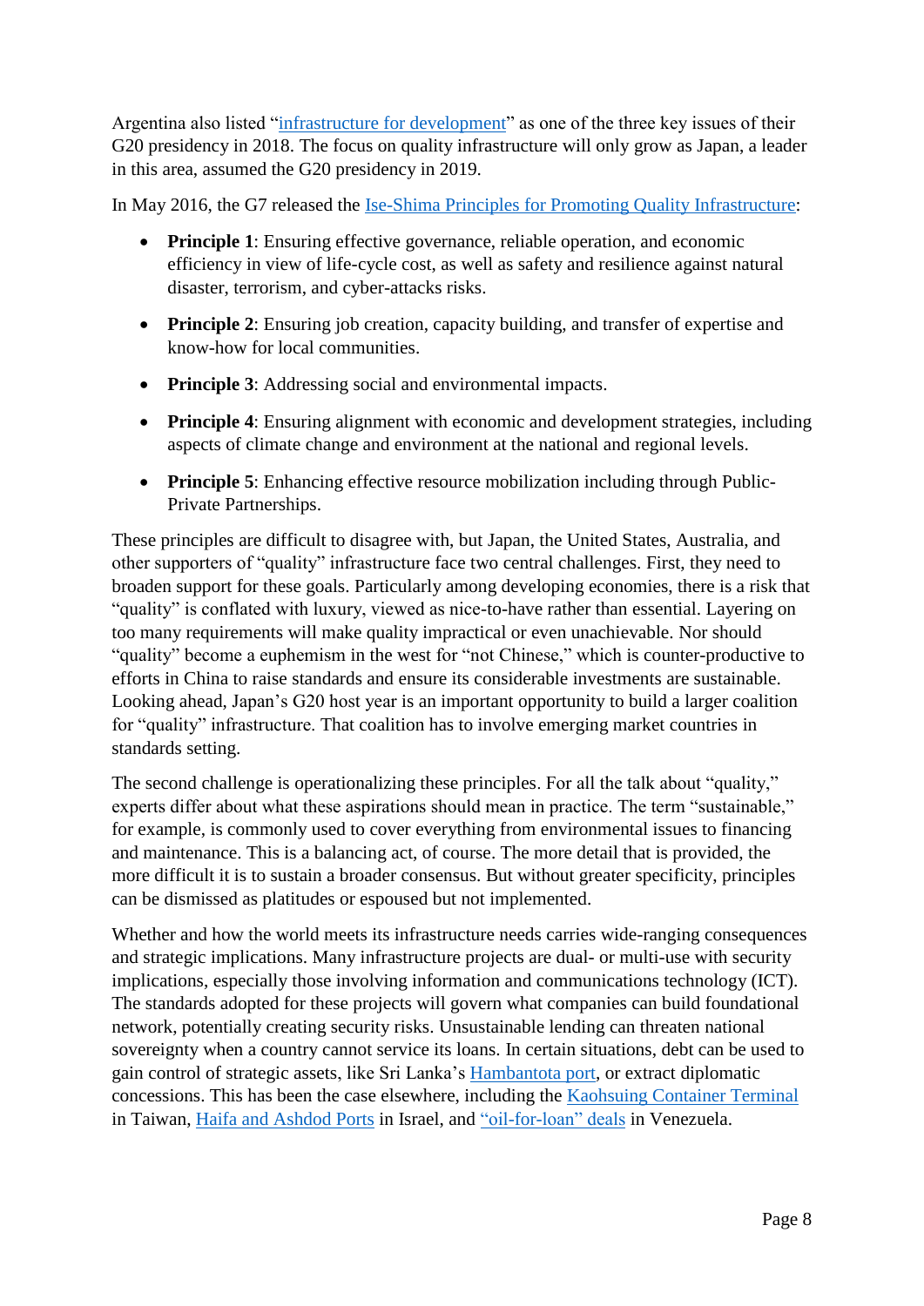Argentina also listed "infrastructure for development" as one of the three key issues of their G20 presidency in 2018. The focus on quality infrastructure will only grow as Japan, a leader in this area, assumed the G20 presidency in 2019.

In May 2016, the G7 released the Ise-Shima Principles for Promoting Quality Infrastructure:

- **Principle 1**: Ensuring effective governance, reliable operation, and economic efficiency in view of life-cycle cost, as well as safety and resilience against natural disaster, terrorism, and cyber-attacks risks.
- **Principle 2**: Ensuring job creation, capacity building, and transfer of expertise and know-how for local communities.
- **Principle 3**: Addressing social and environmental impacts.
- **Principle 4**: Ensuring alignment with economic and development strategies, including aspects of climate change and environment at the national and regional levels.
- **Principle 5**: Enhancing effective resource mobilization including through Public-Private Partnerships.

These principles are difficult to disagree with, but Japan, the United States, Australia, and other supporters of "quality" infrastructure face two central challenges. First, they need to broaden support for these goals. Particularly among developing economies, there is a risk that "quality" is conflated with luxury, viewed as nice-to-have rather than essential. Layering on too many requirements will make quality impractical or even unachievable. Nor should "quality" become a euphemism in the west for "not Chinese," which is counter-productive to efforts in China to raise standards and ensure its considerable investments are sustainable. Looking ahead, Japan's G20 host year is an important opportunity to build a larger coalition for "quality" infrastructure. That coalition has to involve emerging market countries in standards setting.

The second challenge is operationalizing these principles. For all the talk about "quality," experts differ about what these aspirations should mean in practice. The term "sustainable," for example, is commonly used to cover everything from environmental issues to financing and maintenance. This is a balancing act, of course. The more detail that is provided, the more difficult it is to sustain a broader consensus. But without greater specificity, principles can be dismissed as platitudes or espoused but not implemented.

Whether and how the world meets its infrastructure needs carries wide-ranging consequences and strategic implications. Many infrastructure projects are dual- or multi-use with security implications, especially those involving information and communications technology (ICT). The standards adopted for these projects will govern what companies can build foundational network, potentially creating security risks. Unsustainable lending can threaten national sovereignty when a country cannot service its loans. In certain situations, debt can be used to gain control of strategic assets, like Sri Lanka's Hambantota port, or extract diplomatic concessions. This has been the case elsewhere, including the Kaohsuing Container Terminal in Taiwan, Haifa and Ashdod Ports in Israel, and "oil-for-loan" deals in Venezuela.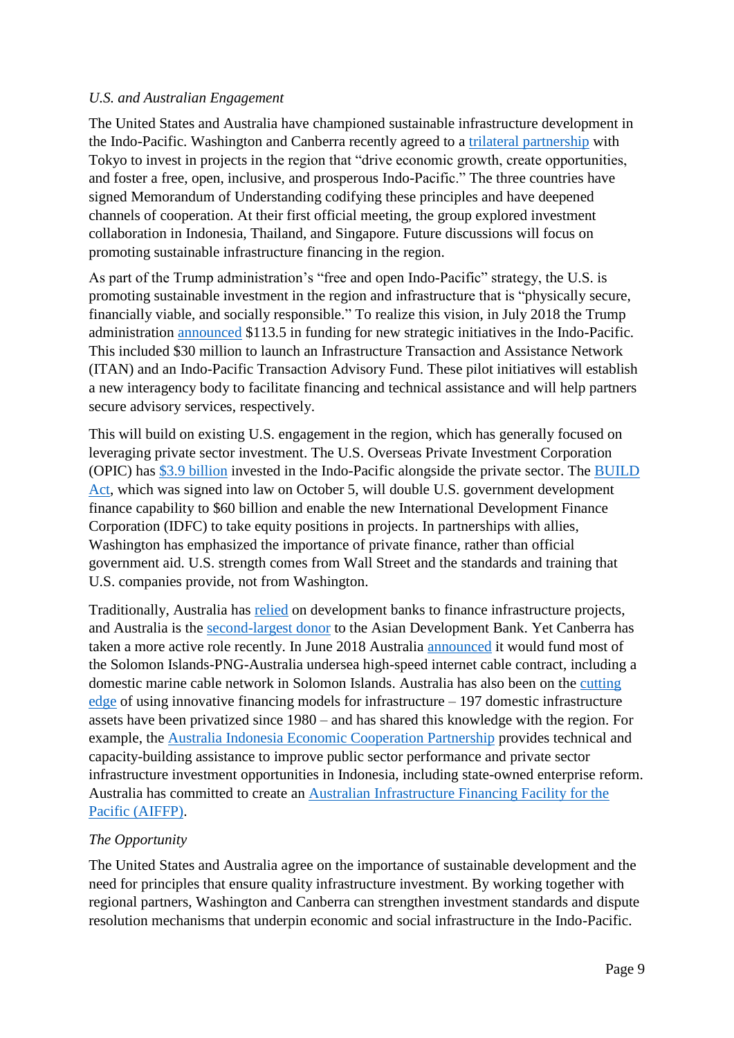*U.S. and Australian Engagement*

The United States and Australia have championed sustainable infrastructure development in the Indo-Pacific. Washington and Canberra recently agreed to a trilateral partnership with Tokyo to invest in projects in the region that "drive economic growth, create opportunities, and foster a free, open, inclusive, and prosperous Indo-Pacific." The three countries have signed Memorandum of Understanding codifying these principles and have deepened channels of cooperation. At their first official meeting, the group explored investment collaboration in Indonesia, Thailand, and Singapore. Future discussions will focus on promoting sustainable infrastructure financing in the region.

As part of the Trump administration's "free and open Indo-Pacific" strategy, the U.S. is promoting sustainable investment in the region and infrastructure that is "physically secure, financially viable, and socially responsible." To realize this vision, in July 2018 the Trump administration announced $113.5 in funding for new strategic initiatives in the Indo-Pacific. This included $30 million to launch an Infrastructure Transaction and Assistance Network (ITAN) and an Indo-Pacific Transaction Advisory Fund. These pilot initiatives will establish a new interagency body to facilitate financing and technical assistance and will help partners secure advisory services, respectively.

This will build on existing U.S. engagement in the region, which has generally focused on leveraging private sector investment. The U.S. Overseas Private Investment Corporation (OPIC) has $3.9 billion invested in the Indo-Pacific alongside the private sector. The BUILD Act, which was signed into law on October 5, will double U.S. government development finance capability to $60 billion and enable the new International Development Finance Corporation (IDFC) to take equity positions in projects. In partnerships with allies, Washington has emphasized the importance of private finance, rather than official government aid. U.S. strength comes from Wall Street and the standards and training that U.S. companies provide, not from Washington.

Traditionally, Australia has relied on development banks to finance infrastructure projects, and Australia is the second-largest donor to the Asian Development Bank. Yet Canberra has taken a more active role recently. In June 2018 Australia announced it would fund most of the Solomon Islands-PNG-Australia undersea high-speed internet cable contract, including a domestic marine cable network in Solomon Islands. Australia has also been on the cutting edge of using innovative financing models for infrastructure – 197 domestic infrastructure assets have been privatized since 1980 – and has shared this knowledge with the region. For example, the Australia Indonesia Economic Cooperation Partnership provides technical and capacity-building assistance to improve public sector performance and private sector infrastructure investment opportunities in Indonesia, including state-owned enterprise reform. Australia has committed to create an Australian Infrastructure Financing Facility for the Pacific (AIFFP).

*The Opportunity*

The United States and Australia agree on the importance of sustainable development and the need for principles that ensure quality infrastructure investment. By working together with regional partners, Washington and Canberra can strengthen investment standards and dispute resolution mechanisms that underpin economic and social infrastructure in the Indo-Pacific.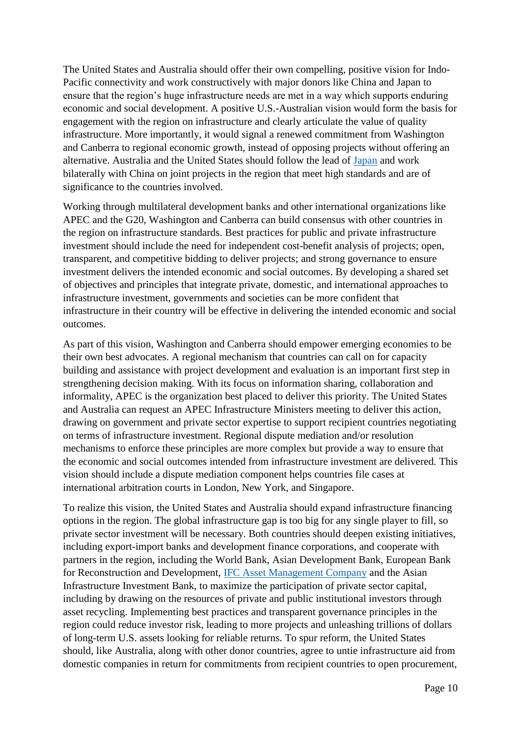The United States and Australia should offer their own compelling, positive vision for Indo-Pacific connectivity and work constructively with major donors like China and Japan to ensure that the region's huge infrastructure needs are met in a way which supports enduring economic and social development. A positive U.S.-Australian vision would form the basis for engagement with the region on infrastructure and clearly articulate the value of quality infrastructure. More importantly, it would signal a renewed commitment from Washington and Canberra to regional economic growth, instead of opposing projects without offering an alternative. Australia and the United States should follow the lead of Japan and work bilaterally with China on joint projects in the region that meet high standards and are of significance to the countries involved.

Working through multilateral development banks and other international organizations like APEC and the G20, Washington and Canberra can build consensus with other countries in the region on infrastructure standards. Best practices for public and private infrastructure investment should include the need for independent cost-benefit analysis of projects; open, transparent, and competitive bidding to deliver projects; and strong governance to ensure investment delivers the intended economic and social outcomes. By developing a shared set of objectives and principles that integrate private, domestic, and international approaches to infrastructure investment, governments and societies can be more confident that infrastructure in their country will be effective in delivering the intended economic and social outcomes.

As part of this vision, Washington and Canberra should empower emerging economies to be their own best advocates. A regional mechanism that countries can call on for capacity building and assistance with project development and evaluation is an important first step in strengthening decision making. With its focus on information sharing, collaboration and informality, APEC is the organization best placed to deliver this priority. The United States and Australia can request an APEC Infrastructure Ministers meeting to deliver this action, drawing on government and private sector expertise to support recipient countries negotiating on terms of infrastructure investment. Regional dispute mediation and/or resolution mechanisms to enforce these principles are more complex but provide a way to ensure that the economic and social outcomes intended from infrastructure investment are delivered. This vision should include a dispute mediation component helps countries file cases at international arbitration courts in London, New York, and Singapore.

To realize this vision, the United States and Australia should expand infrastructure financing options in the region. The global infrastructure gap is too big for any single player to fill, so private sector investment will be necessary. Both countries should deepen existing initiatives, including export-import banks and development finance corporations, and cooperate with partners in the region, including the World Bank, Asian Development Bank, European Bank for Reconstruction and Development, IFC Asset Management Company and the Asian Infrastructure Investment Bank, to maximize the participation of private sector capital, including by drawing on the resources of private and public institutional investors through asset recycling. Implementing best practices and transparent governance principles in the region could reduce investor risk, leading to more projects and unleashing trillions of dollars of long-term U.S. assets looking for reliable returns. To spur reform, the United States should, like Australia, along with other donor countries, agree to untie infrastructure aid from domestic companies in return for commitments from recipient countries to open procurement,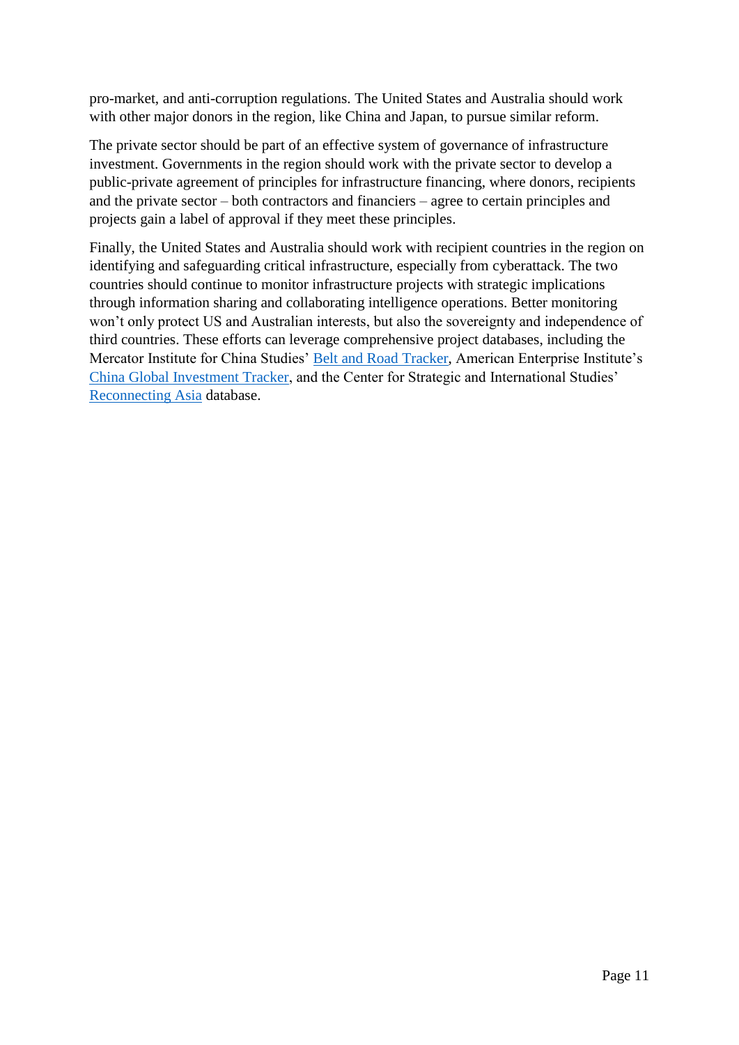pro-market, and anti-corruption regulations. The United States and Australia should work with other major donors in the region, like China and Japan, to pursue similar reform.

The private sector should be part of an effective system of governance of infrastructure investment. Governments in the region should work with the private sector to develop a public-private agreement of principles for infrastructure financing, where donors, recipients and the private sector – both contractors and financiers – agree to certain principles and projects gain a label of approval if they meet these principles.

Finally, the United States and Australia should work with recipient countries in the region on identifying and safeguarding critical infrastructure, especially from cyberattack. The two countries should continue to monitor infrastructure projects with strategic implications through information sharing and collaborating intelligence operations. Better monitoring won't only protect US and Australian interests, but also the sovereignty and independence of third countries. These efforts can leverage comprehensive project databases, including the Mercator Institute for China Studies' Belt and Road Tracker, American Enterprise Institute's China Global Investment Tracker, and the Center for Strategic and International Studies' Reconnecting Asia database.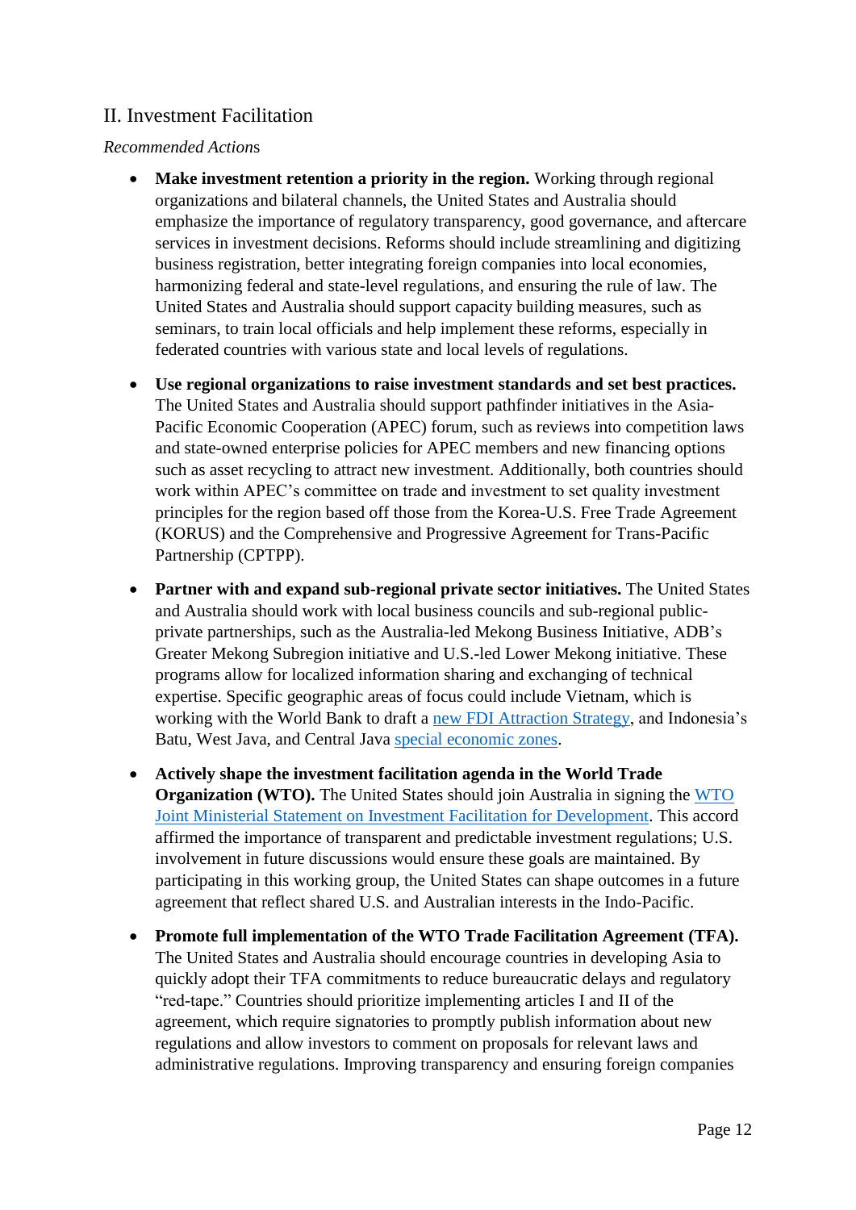## II. Investment Facilitation

*Recommended Actions*

- **Make investment retention a priority in the region.** Working through regional organizations and bilateral channels, the United States and Australia should emphasize the importance of regulatory transparency, good governance, and aftercare services in investment decisions. Reforms should include streamlining and digitizing business registration, better integrating foreign companies into local economies, harmonizing federal and state-level regulations, and ensuring the rule of law. The United States and Australia should support capacity building measures, such as seminars, to train local officials and help implement these reforms, especially in federated countries with various state and local levels of regulations.

- **Use regional organizations to raise investment standards and set best practices.** The United States and Australia should support pathfinder initiatives in the Asia-Pacific Economic Cooperation (APEC) forum, such as reviews into competition laws and state-owned enterprise policies for APEC members and new financing options such as asset recycling to attract new investment. Additionally, both countries should work within APEC's committee on trade and investment to set quality investment principles for the region based off those from the Korea-U.S. Free Trade Agreement (KORUS) and the Comprehensive and Progressive Agreement for Trans-Pacific Partnership (CPTPP).

- **Partner with and expand sub-regional private sector initiatives.** The United States and Australia should work with local business councils and sub-regional public-private partnerships, such as the Australia-led Mekong Business Initiative, ADB's Greater Mekong Subregion initiative and U.S.-led Lower Mekong initiative. These programs allow for localized information sharing and exchanging of technical expertise. Specific geographic areas of focus could include Vietnam, which is working with the World Bank to draft a new FDI Attraction Strategy, and Indonesia's Batu, West Java, and Central Java special economic zones.

- **Actively shape the investment facilitation agenda in the World Trade Organization (WTO).** The United States should join Australia in signing the WTO Joint Ministerial Statement on Investment Facilitation for Development. This accord affirmed the importance of transparent and predictable investment regulations; U.S. involvement in future discussions would ensure these goals are maintained. By participating in this working group, the United States can shape outcomes in a future agreement that reflect shared U.S. and Australian interests in the Indo-Pacific.

- **Promote full implementation of the WTO Trade Facilitation Agreement (TFA).** The United States and Australia should encourage countries in developing Asia to quickly adopt their TFA commitments to reduce bureaucratic delays and regulatory "red-tape." Countries should prioritize implementing articles I and II of the agreement, which require signatories to promptly publish information about new regulations and allow investors to comment on proposals for relevant laws and administrative regulations. Improving transparency and ensuring foreign companies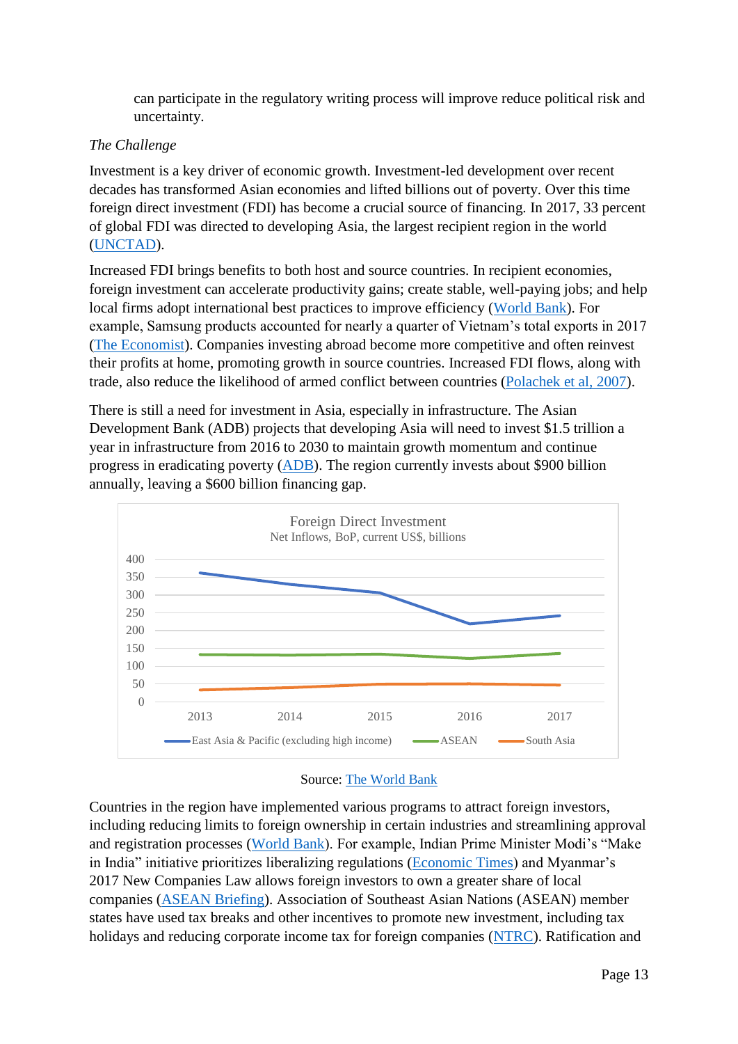can participate in the regulatory writing process will improve reduce political risk and uncertainty.

*The Challenge*

Investment is a key driver of economic growth. Investment-led development over recent decades has transformed Asian economies and lifted billions out of poverty. Over this time foreign direct investment (FDI) has become a crucial source of financing. In 2017, 33 percent of global FDI was directed to developing Asia, the largest recipient region in the world (UNCTAD).

Increased FDI brings benefits to both host and source countries. In recipient economies, foreign investment can accelerate productivity gains; create stable, well-paying jobs; and help local firms adopt international best practices to improve efficiency (World Bank). For example, Samsung products accounted for nearly a quarter of Vietnam's total exports in 2017 (The Economist). Companies investing abroad become more competitive and often reinvest their profits at home, promoting growth in source countries. Increased FDI flows, along with trade, also reduce the likelihood of armed conflict between countries (Polachek et al, 2007).

There is still a need for investment in Asia, especially in infrastructure. The Asian Development Bank (ADB) projects that developing Asia will need to invest $1.5 trillion a year in infrastructure from 2016 to 2030 to maintain growth momentum and continue progress in eradicating poverty (ADB). The region currently invests about $900 billion annually, leaving a $600 billion financing gap.

Foreign Direct Investment
Net Inflows, BoP, current US$, billions

Source: The World Bank

Countries in the region have implemented various programs to attract foreign investors, including reducing limits to foreign ownership in certain industries and streamlining approval and registration processes (World Bank). For example, Indian Prime Minister Modi's "Make in India" initiative prioritizes liberalizing regulations (Economic Times) and Myanmar's 2017 New Companies Law allows foreign investors to own a greater share of local companies (ASEAN Briefing). Association of Southeast Asian Nations (ASEAN) member states have used tax breaks and other incentives to promote new investment, including tax holidays and reducing corporate income tax for foreign companies (NTRC). Ratification and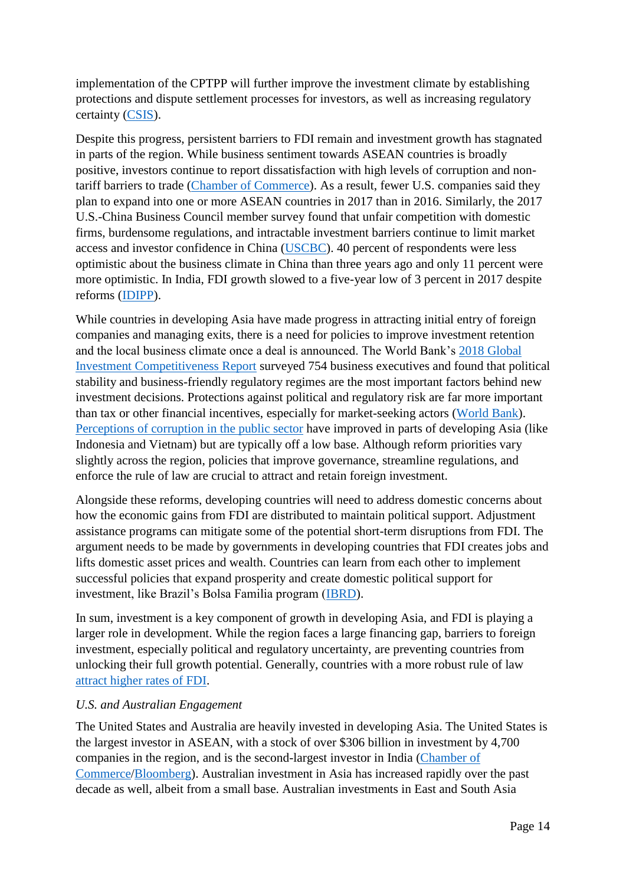implementation of the CPTPP will further improve the investment climate by establishing protections and dispute settlement processes for investors, as well as increasing regulatory certainty (CSIS).

Despite this progress, persistent barriers to FDI remain and investment growth has stagnated in parts of the region. While business sentiment towards ASEAN countries is broadly positive, investors continue to report dissatisfaction with high levels of corruption and non-tariff barriers to trade (Chamber of Commerce). As a result, fewer U.S. companies said they plan to expand into one or more ASEAN countries in 2017 than in 2016. Similarly, the 2017 U.S.-China Business Council member survey found that unfair competition with domestic firms, burdensome regulations, and intractable investment barriers continue to limit market access and investor confidence in China (USCBC). 40 percent of respondents were less optimistic about the business climate in China than three years ago and only 11 percent were more optimistic. In India, FDI growth slowed to a five-year low of 3 percent in 2017 despite reforms (IDIPP).

While countries in developing Asia have made progress in attracting initial entry of foreign companies and managing exits, there is a need for policies to improve investment retention and the local business climate once a deal is announced. The World Bank's 2018 Global Investment Competitiveness Report surveyed 754 business executives and found that political stability and business-friendly regulatory regimes are the most important factors behind new investment decisions. Protections against political and regulatory risk are far more important than tax or other financial incentives, especially for market-seeking actors (World Bank). Perceptions of corruption in the public sector have improved in parts of developing Asia (like Indonesia and Vietnam) but are typically off a low base. Although reform priorities vary slightly across the region, policies that improve governance, streamline regulations, and enforce the rule of law are crucial to attract and retain foreign investment.

Alongside these reforms, developing countries will need to address domestic concerns about how the economic gains from FDI are distributed to maintain political support. Adjustment assistance programs can mitigate some of the potential short-term disruptions from FDI. The argument needs to be made by governments in developing countries that FDI creates jobs and lifts domestic asset prices and wealth. Countries can learn from each other to implement successful policies that expand prosperity and create domestic political support for investment, like Brazil's Bolsa Familia program (IBRD).

In sum, investment is a key component of growth in developing Asia, and FDI is playing a larger role in development. While the region faces a large financing gap, barriers to foreign investment, especially political and regulatory uncertainty, are preventing countries from unlocking their full growth potential. Generally, countries with a more robust rule of law attract higher rates of FDI.

*U.S. and Australian Engagement*

The United States and Australia are heavily invested in developing Asia. The United States is the largest investor in ASEAN, with a stock of over $306 billion in investment by 4,700 companies in the region, and is the second-largest investor in India (Chamber of Commerce/Bloomberg). Australian investment in Asia has increased rapidly over the past decade as well, albeit from a small base. Australian investments in East and South Asia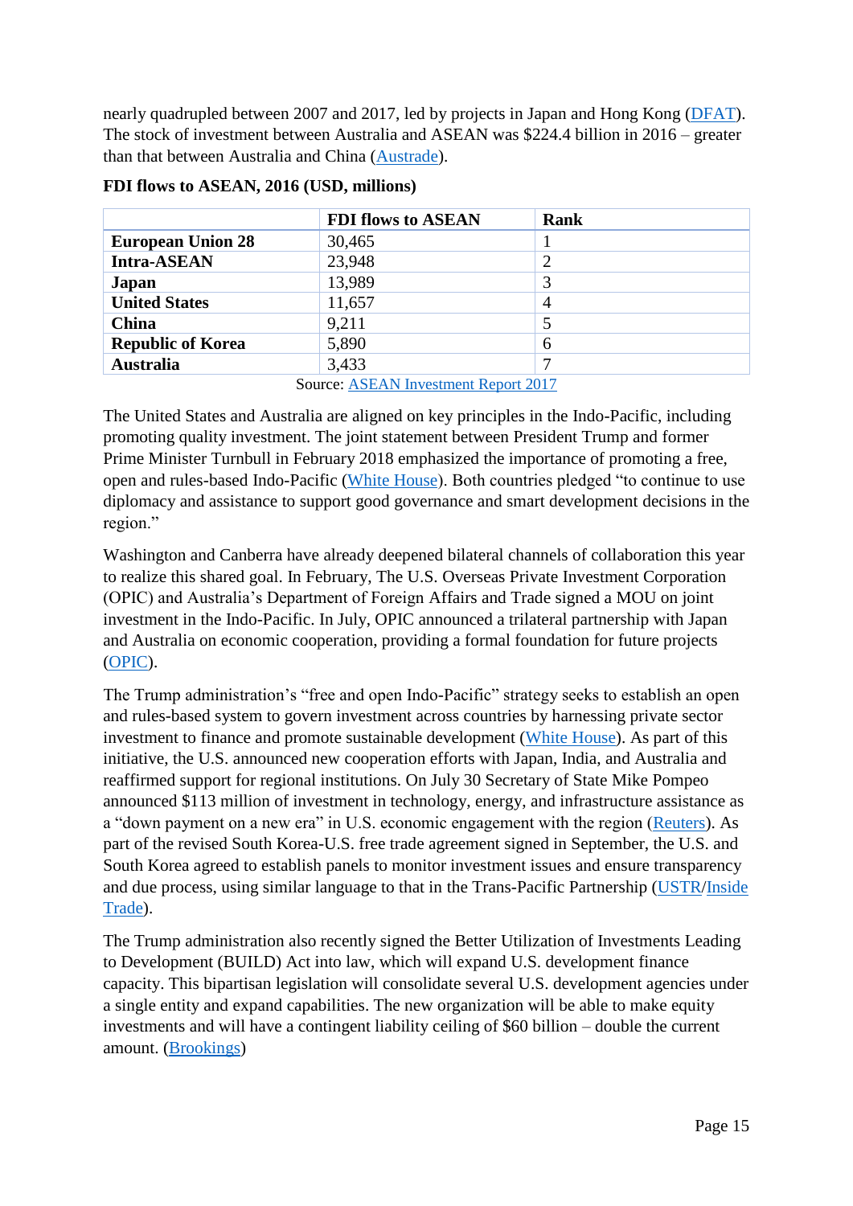nearly quadrupled between 2007 and 2017, led by projects in Japan and Hong Kong (DFAT). The stock of investment between Australia and ASEAN was $224.4 billion in 2016 – greater than that between Australia and China (Austrade).

**FDI flows to ASEAN, 2016 (USD, millions)**

| | FDI flows to ASEAN | Rank |
|---|---|---|
| **European Union 28** | 30,465 | 1 |
| **Intra-ASEAN** | 23,948 | 2 |
| **Japan** | 13,989 | 3 |
| **United States** | 11,657 | 4 |
| **China** | 9,211 | 5 |
| **Republic of Korea** | 5,890 | 6 |
| **Australia** | 3,433 | 7 |

Source: ASEAN Investment Report 2017

The United States and Australia are aligned on key principles in the Indo-Pacific, including promoting quality investment. The joint statement between President Trump and former Prime Minister Turnbull in February 2018 emphasized the importance of promoting a free, open and rules-based Indo-Pacific (White House). Both countries pledged "to continue to use diplomacy and assistance to support good governance and smart development decisions in the region."

Washington and Canberra have already deepened bilateral channels of collaboration this year to realize this shared goal. In February, The U.S. Overseas Private Investment Corporation (OPIC) and Australia's Department of Foreign Affairs and Trade signed a MOU on joint investment in the Indo-Pacific. In July, OPIC announced a trilateral partnership with Japan and Australia on economic cooperation, providing a formal foundation for future projects (OPIC).

The Trump administration's "free and open Indo-Pacific" strategy seeks to establish an open and rules-based system to govern investment across countries by harnessing private sector investment to finance and promote sustainable development (White House). As part of this initiative, the U.S. announced new cooperation efforts with Japan, India, and Australia and reaffirmed support for regional institutions. On July 30 Secretary of State Mike Pompeo announced $113 million of investment in technology, energy, and infrastructure assistance as a "down payment on a new era" in U.S. economic engagement with the region (Reuters). As part of the revised South Korea-U.S. free trade agreement signed in September, the U.S. and South Korea agreed to establish panels to monitor investment issues and ensure transparency and due process, using similar language to that in the Trans-Pacific Partnership (USTR/Inside Trade).

The Trump administration also recently signed the Better Utilization of Investments Leading to Development (BUILD) Act into law, which will expand U.S. development finance capacity. This bipartisan legislation will consolidate several U.S. development agencies under a single entity and expand capabilities. The new organization will be able to make equity investments and will have a contingent liability ceiling of $60 billion – double the current amount. (Brookings)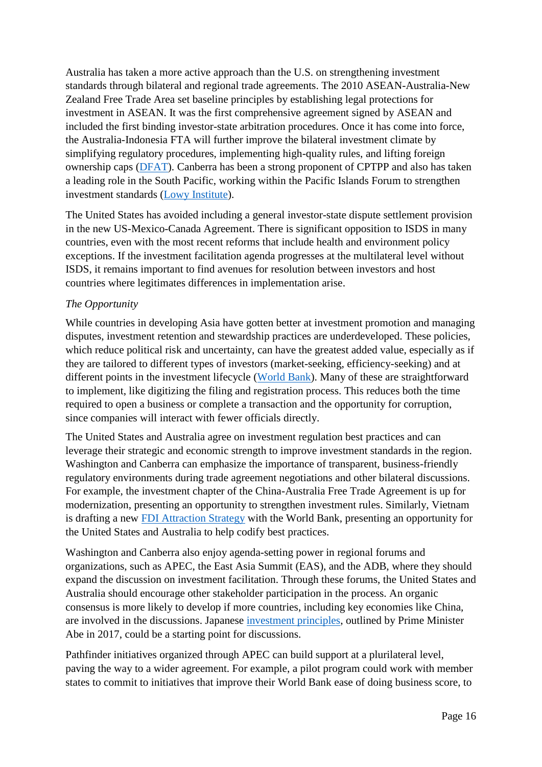Australia has taken a more active approach than the U.S. on strengthening investment standards through bilateral and regional trade agreements. The 2010 ASEAN-Australia-New Zealand Free Trade Area set baseline principles by establishing legal protections for investment in ASEAN. It was the first comprehensive agreement signed by ASEAN and included the first binding investor-state arbitration procedures. Once it has come into force, the Australia-Indonesia FTA will further improve the bilateral investment climate by simplifying regulatory procedures, implementing high-quality rules, and lifting foreign ownership caps (DFAT). Canberra has been a strong proponent of CPTPP and also has taken a leading role in the South Pacific, working within the Pacific Islands Forum to strengthen investment standards (Lowy Institute).

The United States has avoided including a general investor-state dispute settlement provision in the new US-Mexico-Canada Agreement. There is significant opposition to ISDS in many countries, even with the most recent reforms that include health and environment policy exceptions. If the investment facilitation agenda progresses at the multilateral level without ISDS, it remains important to find avenues for resolution between investors and host countries where legitimates differences in implementation arise.

*The Opportunity*

While countries in developing Asia have gotten better at investment promotion and managing disputes, investment retention and stewardship practices are underdeveloped. These policies, which reduce political risk and uncertainty, can have the greatest added value, especially as if they are tailored to different types of investors (market-seeking, efficiency-seeking) and at different points in the investment lifecycle (World Bank). Many of these are straightforward to implement, like digitizing the filing and registration process. This reduces both the time required to open a business or complete a transaction and the opportunity for corruption, since companies will interact with fewer officials directly.

The United States and Australia agree on investment regulation best practices and can leverage their strategic and economic strength to improve investment standards in the region. Washington and Canberra can emphasize the importance of transparent, business-friendly regulatory environments during trade agreement negotiations and other bilateral discussions. For example, the investment chapter of the China-Australia Free Trade Agreement is up for modernization, presenting an opportunity to strengthen investment rules. Similarly, Vietnam is drafting a new FDI Attraction Strategy with the World Bank, presenting an opportunity for the United States and Australia to help codify best practices.

Washington and Canberra also enjoy agenda-setting power in regional forums and organizations, such as APEC, the East Asia Summit (EAS), and the ADB, where they should expand the discussion on investment facilitation. Through these forums, the United States and Australia should encourage other stakeholder participation in the process. An organic consensus is more likely to develop if more countries, including key economies like China, are involved in the discussions. Japanese investment principles, outlined by Prime Minister Abe in 2017, could be a starting point for discussions.

Pathfinder initiatives organized through APEC can build support at a plurilateral level, paving the way to a wider agreement. For example, a pilot program could work with member states to commit to initiatives that improve their World Bank ease of doing business score, to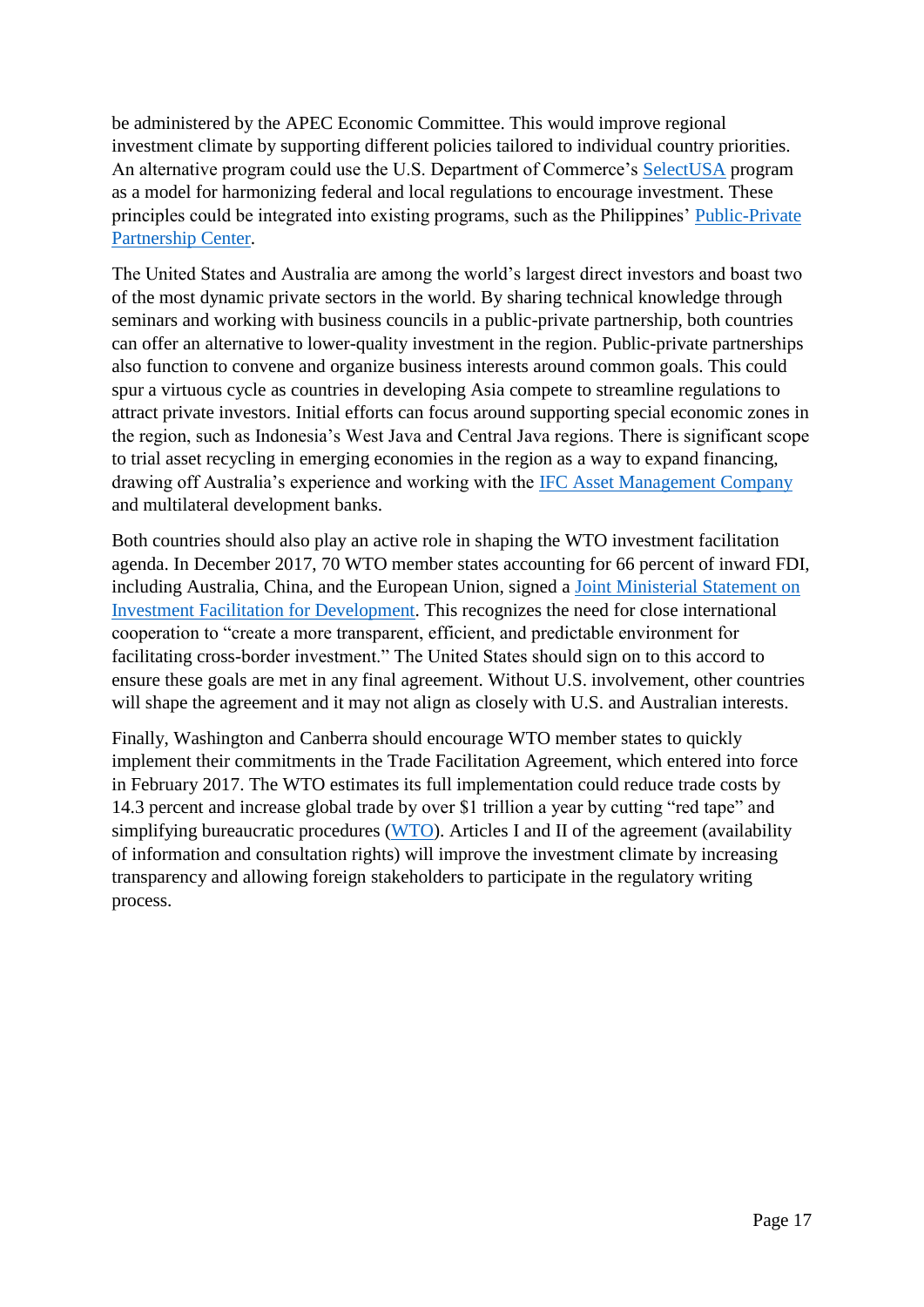be administered by the APEC Economic Committee. This would improve regional investment climate by supporting different policies tailored to individual country priorities. An alternative program could use the U.S. Department of Commerce's [SelectUSA](#) program as a model for harmonizing federal and local regulations to encourage investment. These principles could be integrated into existing programs, such as the Philippines' [Public-Private Partnership Center](#).

The United States and Australia are among the world's largest direct investors and boast two of the most dynamic private sectors in the world. By sharing technical knowledge through seminars and working with business councils in a public-private partnership, both countries can offer an alternative to lower-quality investment in the region. Public-private partnerships also function to convene and organize business interests around common goals. This could spur a virtuous cycle as countries in developing Asia compete to streamline regulations to attract private investors. Initial efforts can focus around supporting special economic zones in the region, such as Indonesia's West Java and Central Java regions. There is significant scope to trial asset recycling in emerging economies in the region as a way to expand financing, drawing off Australia's experience and working with the [IFC Asset Management Company](#) and multilateral development banks.

Both countries should also play an active role in shaping the WTO investment facilitation agenda. In December 2017, 70 WTO member states accounting for 66 percent of inward FDI, including Australia, China, and the European Union, signed a [Joint Ministerial Statement on Investment Facilitation for Development](#). This recognizes the need for close international cooperation to "create a more transparent, efficient, and predictable environment for facilitating cross-border investment." The United States should sign on to this accord to ensure these goals are met in any final agreement. Without U.S. involvement, other countries will shape the agreement and it may not align as closely with U.S. and Australian interests.

Finally, Washington and Canberra should encourage WTO member states to quickly implement their commitments in the Trade Facilitation Agreement, which entered into force in February 2017. The WTO estimates its full implementation could reduce trade costs by 14.3 percent and increase global trade by over $1 trillion a year by cutting "red tape" and simplifying bureaucratic procedures ([WTO](#)). Articles I and II of the agreement (availability of information and consultation rights) will improve the investment climate by increasing transparency and allowing foreign stakeholders to participate in the regulatory writing process.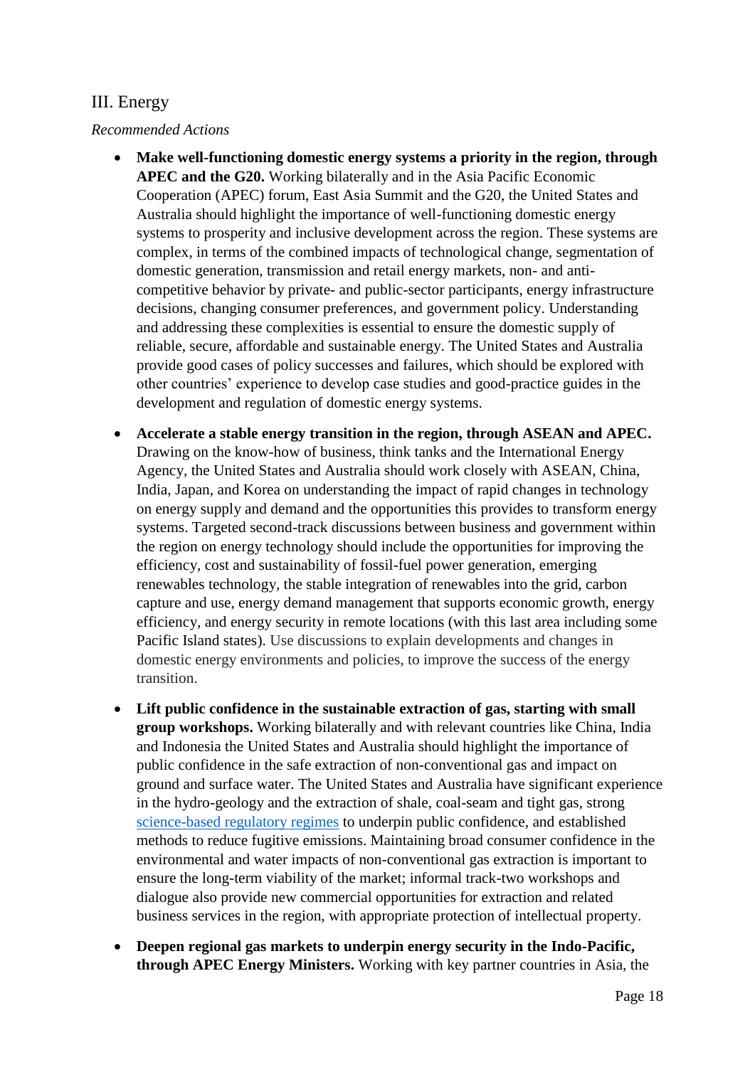## III. Energy

*Recommended Actions*

- **Make well-functioning domestic energy systems a priority in the region, through APEC and the G20.** Working bilaterally and in the Asia Pacific Economic Cooperation (APEC) forum, East Asia Summit and the G20, the United States and Australia should highlight the importance of well-functioning domestic energy systems to prosperity and inclusive development across the region. These systems are complex, in terms of the combined impacts of technological change, segmentation of domestic generation, transmission and retail energy markets, non- and anti-competitive behavior by private- and public-sector participants, energy infrastructure decisions, changing consumer preferences, and government policy. Understanding and addressing these complexities is essential to ensure the domestic supply of reliable, secure, affordable and sustainable energy. The United States and Australia provide good cases of policy successes and failures, which should be explored with other countries' experience to develop case studies and good-practice guides in the development and regulation of domestic energy systems.

- **Accelerate a stable energy transition in the region, through ASEAN and APEC.** Drawing on the know-how of business, think tanks and the International Energy Agency, the United States and Australia should work closely with ASEAN, China, India, Japan, and Korea on understanding the impact of rapid changes in technology on energy supply and demand and the opportunities this provides to transform energy systems. Targeted second-track discussions between business and government within the region on energy technology should include the opportunities for improving the efficiency, cost and sustainability of fossil-fuel power generation, emerging renewables technology, the stable integration of renewables into the grid, carbon capture and use, energy demand management that supports economic growth, energy efficiency, and energy security in remote locations (with this last area including some Pacific Island states). Use discussions to explain developments and changes in domestic energy environments and policies, to improve the success of the energy transition.

- **Lift public confidence in the sustainable extraction of gas, starting with small group workshops.** Working bilaterally and with relevant countries like China, India and Indonesia the United States and Australia should highlight the importance of public confidence in the safe extraction of non-conventional gas and impact on ground and surface water. The United States and Australia have significant experience in the hydro-geology and the extraction of shale, coal-seam and tight gas, strong science-based regulatory regimes to underpin public confidence, and established methods to reduce fugitive emissions. Maintaining broad consumer confidence in the environmental and water impacts of non-conventional gas extraction is important to ensure the long-term viability of the market; informal track-two workshops and dialogue also provide new commercial opportunities for extraction and related business services in the region, with appropriate protection of intellectual property.

- **Deepen regional gas markets to underpin energy security in the Indo-Pacific, through APEC Energy Ministers.** Working with key partner countries in Asia, the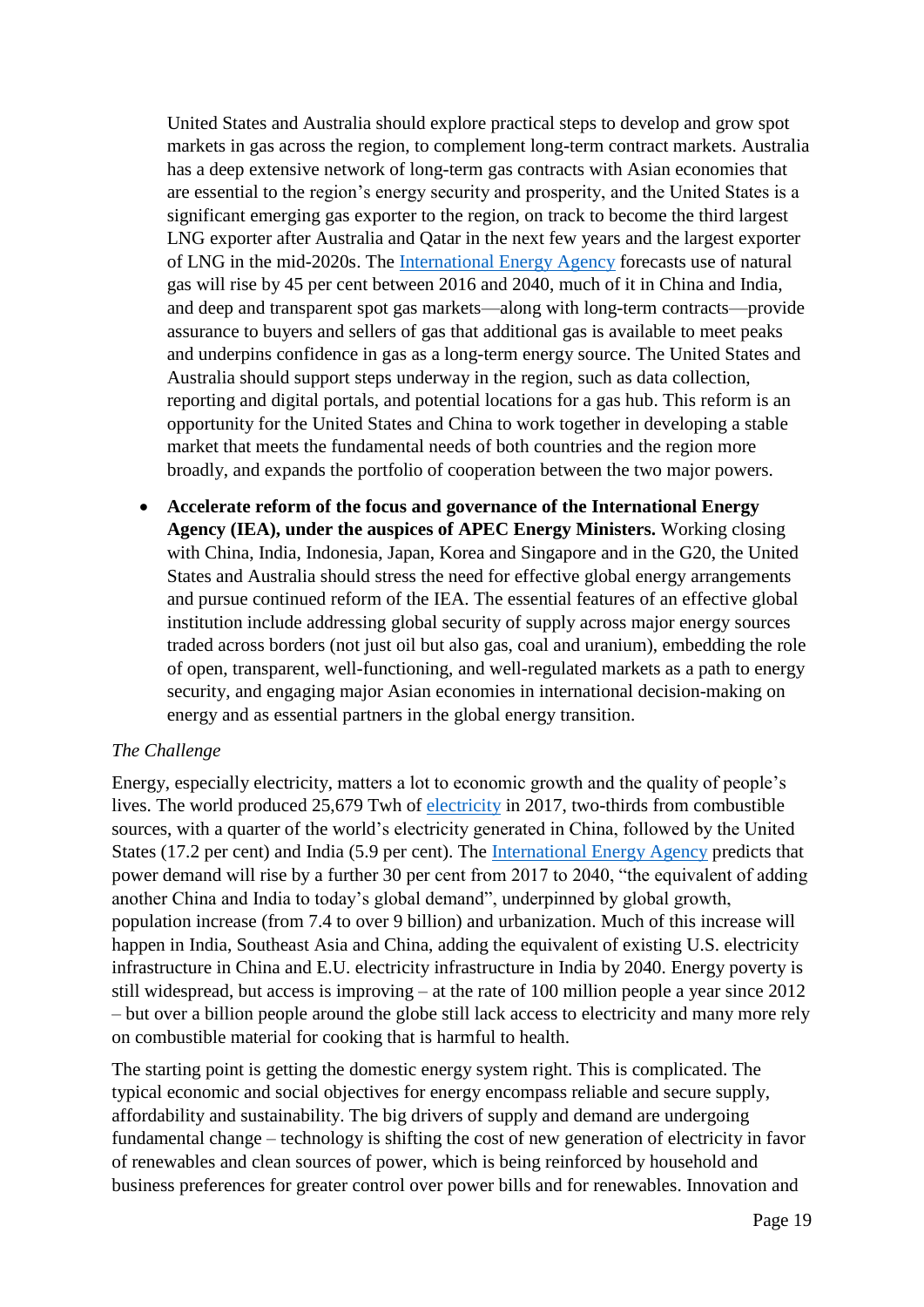United States and Australia should explore practical steps to develop and grow spot markets in gas across the region, to complement long-term contract markets. Australia has a deep extensive network of long-term gas contracts with Asian economies that are essential to the region's energy security and prosperity, and the United States is a significant emerging gas exporter to the region, on track to become the third largest LNG exporter after Australia and Qatar in the next few years and the largest exporter of LNG in the mid-2020s. The [International Energy Agency](#) forecasts use of natural gas will rise by 45 per cent between 2016 and 2040, much of it in China and India, and deep and transparent spot gas markets—along with long-term contracts—provide assurance to buyers and sellers of gas that additional gas is available to meet peaks and underpins confidence in gas as a long-term energy source. The United States and Australia should support steps underway in the region, such as data collection, reporting and digital portals, and potential locations for a gas hub. This reform is an opportunity for the United States and China to work together in developing a stable market that meets the fundamental needs of both countries and the region more broadly, and expands the portfolio of cooperation between the two major powers.

- **Accelerate reform of the focus and governance of the International Energy Agency (IEA), under the auspices of APEC Energy Ministers.** Working closing with China, India, Indonesia, Japan, Korea and Singapore and in the G20, the United States and Australia should stress the need for effective global energy arrangements and pursue continued reform of the IEA. The essential features of an effective global institution include addressing global security of supply across major energy sources traded across borders (not just oil but also gas, coal and uranium), embedding the role of open, transparent, well-functioning, and well-regulated markets as a path to energy security, and engaging major Asian economies in international decision-making on energy and as essential partners in the global energy transition.

*The Challenge*

Energy, especially electricity, matters a lot to economic growth and the quality of people's lives. The world produced 25,679 Twh of [electricity](#) in 2017, two-thirds from combustible sources, with a quarter of the world's electricity generated in China, followed by the United States (17.2 per cent) and India (5.9 per cent). The [International Energy Agency](#) predicts that power demand will rise by a further 30 per cent from 2017 to 2040, "the equivalent of adding another China and India to today's global demand", underpinned by global growth, population increase (from 7.4 to over 9 billion) and urbanization. Much of this increase will happen in India, Southeast Asia and China, adding the equivalent of existing U.S. electricity infrastructure in China and E.U. electricity infrastructure in India by 2040. Energy poverty is still widespread, but access is improving – at the rate of 100 million people a year since 2012 – but over a billion people around the globe still lack access to electricity and many more rely on combustible material for cooking that is harmful to health.

The starting point is getting the domestic energy system right. This is complicated. The typical economic and social objectives for energy encompass reliable and secure supply, affordability and sustainability. The big drivers of supply and demand are undergoing fundamental change – technology is shifting the cost of new generation of electricity in favor of renewables and clean sources of power, which is being reinforced by household and business preferences for greater control over power bills and for renewables. Innovation and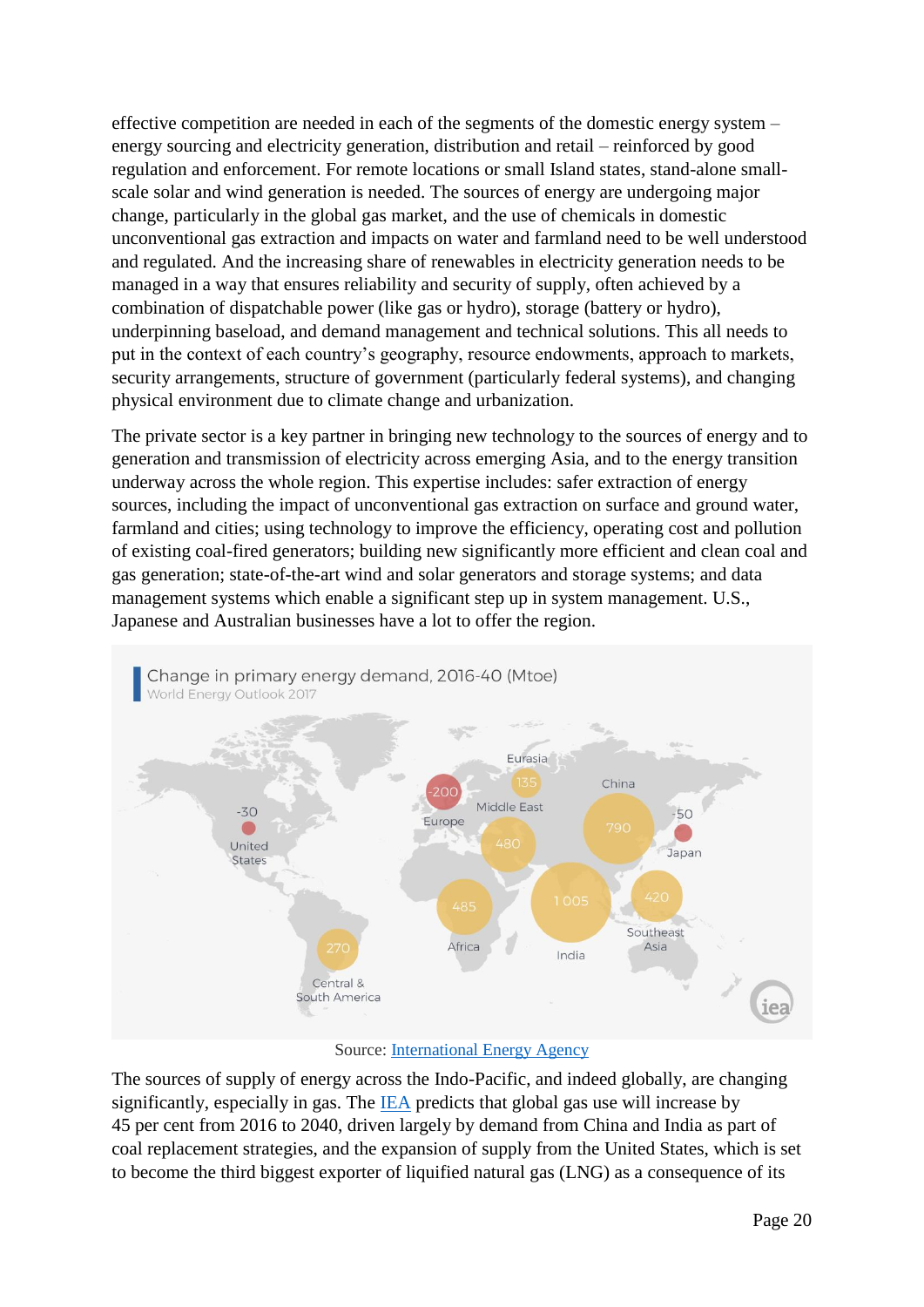effective competition are needed in each of the segments of the domestic energy system – energy sourcing and electricity generation, distribution and retail – reinforced by good regulation and enforcement. For remote locations or small Island states, stand-alone small-scale solar and wind generation is needed. The sources of energy are undergoing major change, particularly in the global gas market, and the use of chemicals in domestic unconventional gas extraction and impacts on water and farmland need to be well understood and regulated. And the increasing share of renewables in electricity generation needs to be managed in a way that ensures reliability and security of supply, often achieved by a combination of dispatchable power (like gas or hydro), storage (battery or hydro), underpinning baseload, and demand management and technical solutions. This all needs to put in the context of each country's geography, resource endowments, approach to markets, security arrangements, structure of government (particularly federal systems), and changing physical environment due to climate change and urbanization.

The private sector is a key partner in bringing new technology to the sources of energy and to generation and transmission of electricity across emerging Asia, and to the energy transition underway across the whole region. This expertise includes: safer extraction of energy sources, including the impact of unconventional gas extraction on surface and ground water, farmland and cities; using technology to improve the efficiency, operating cost and pollution of existing coal-fired generators; building new significantly more efficient and clean coal and gas generation; state-of-the-art wind and solar generators and storage systems; and data management systems which enable a significant step up in system management. U.S., Japanese and Australian businesses have a lot to offer the region.

Change in primary energy demand, 2016-40 (Mtoe)
World Energy Outlook 2017

Source: [International Energy Agency]

The sources of supply of energy across the Indo-Pacific, and indeed globally, are changing significantly, especially in gas. The [IEA] predicts that global gas use will increase by 45 per cent from 2016 to 2040, driven largely by demand from China and India as part of coal replacement strategies, and the expansion of supply from the United States, which is set to become the third biggest exporter of liquified natural gas (LNG) as a consequence of its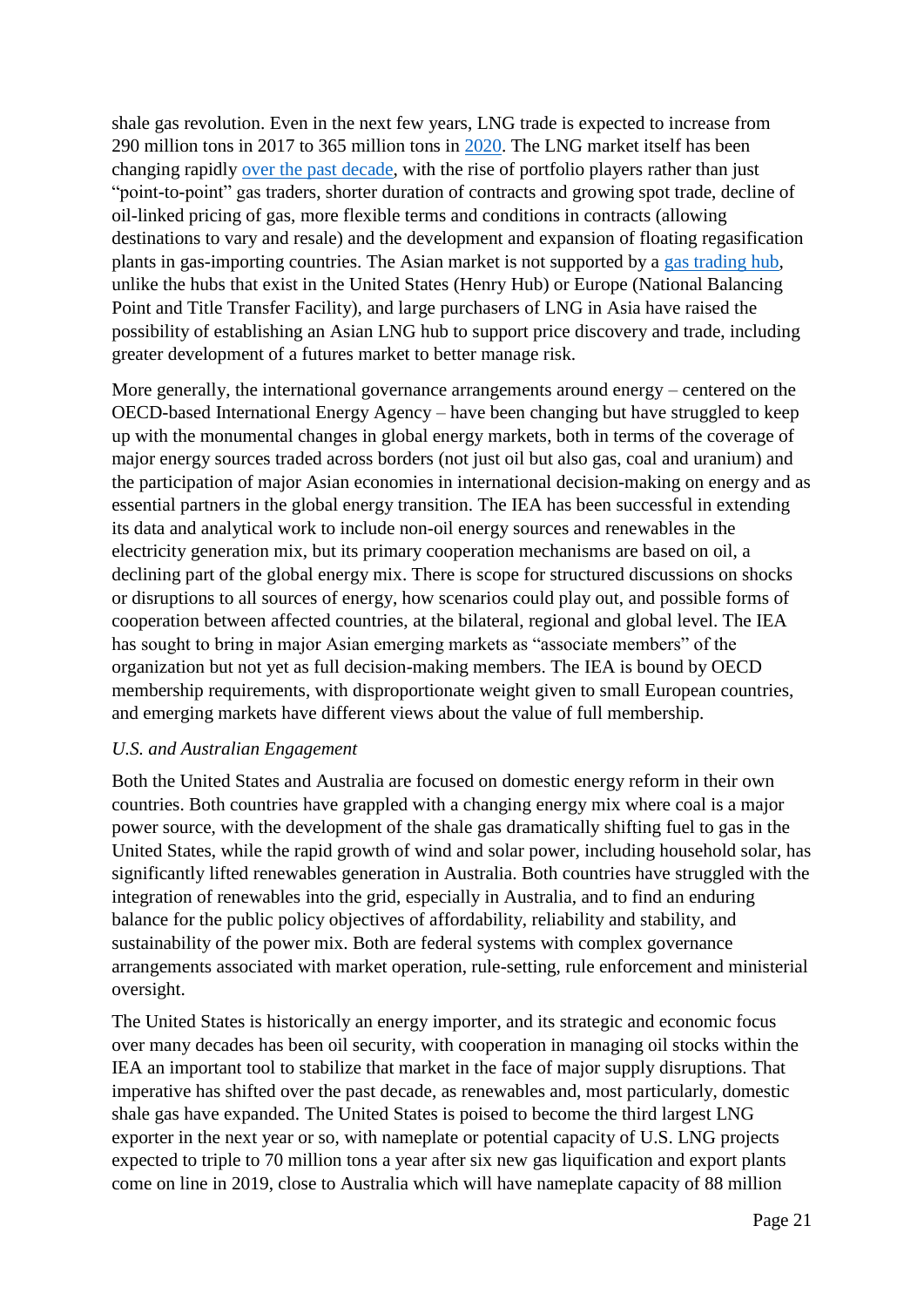shale gas revolution. Even in the next few years, LNG trade is expected to increase from 290 million tons in 2017 to 365 million tons in 2020. The LNG market itself has been changing rapidly over the past decade, with the rise of portfolio players rather than just "point-to-point" gas traders, shorter duration of contracts and growing spot trade, decline of oil-linked pricing of gas, more flexible terms and conditions in contracts (allowing destinations to vary and resale) and the development and expansion of floating regasification plants in gas-importing countries. The Asian market is not supported by a gas trading hub, unlike the hubs that exist in the United States (Henry Hub) or Europe (National Balancing Point and Title Transfer Facility), and large purchasers of LNG in Asia have raised the possibility of establishing an Asian LNG hub to support price discovery and trade, including greater development of a futures market to better manage risk.

More generally, the international governance arrangements around energy – centered on the OECD-based International Energy Agency – have been changing but have struggled to keep up with the monumental changes in global energy markets, both in terms of the coverage of major energy sources traded across borders (not just oil but also gas, coal and uranium) and the participation of major Asian economies in international decision-making on energy and as essential partners in the global energy transition. The IEA has been successful in extending its data and analytical work to include non-oil energy sources and renewables in the electricity generation mix, but its primary cooperation mechanisms are based on oil, a declining part of the global energy mix. There is scope for structured discussions on shocks or disruptions to all sources of energy, how scenarios could play out, and possible forms of cooperation between affected countries, at the bilateral, regional and global level. The IEA has sought to bring in major Asian emerging markets as "associate members" of the organization but not yet as full decision-making members. The IEA is bound by OECD membership requirements, with disproportionate weight given to small European countries, and emerging markets have different views about the value of full membership.

*U.S. and Australian Engagement*

Both the United States and Australia are focused on domestic energy reform in their own countries. Both countries have grappled with a changing energy mix where coal is a major power source, with the development of the shale gas dramatically shifting fuel to gas in the United States, while the rapid growth of wind and solar power, including household solar, has significantly lifted renewables generation in Australia. Both countries have struggled with the integration of renewables into the grid, especially in Australia, and to find an enduring balance for the public policy objectives of affordability, reliability and stability, and sustainability of the power mix. Both are federal systems with complex governance arrangements associated with market operation, rule-setting, rule enforcement and ministerial oversight.

The United States is historically an energy importer, and its strategic and economic focus over many decades has been oil security, with cooperation in managing oil stocks within the IEA an important tool to stabilize that market in the face of major supply disruptions. That imperative has shifted over the past decade, as renewables and, most particularly, domestic shale gas have expanded. The United States is poised to become the third largest LNG exporter in the next year or so, with nameplate or potential capacity of U.S. LNG projects expected to triple to 70 million tons a year after six new gas liquification and export plants come on line in 2019, close to Australia which will have nameplate capacity of 88 million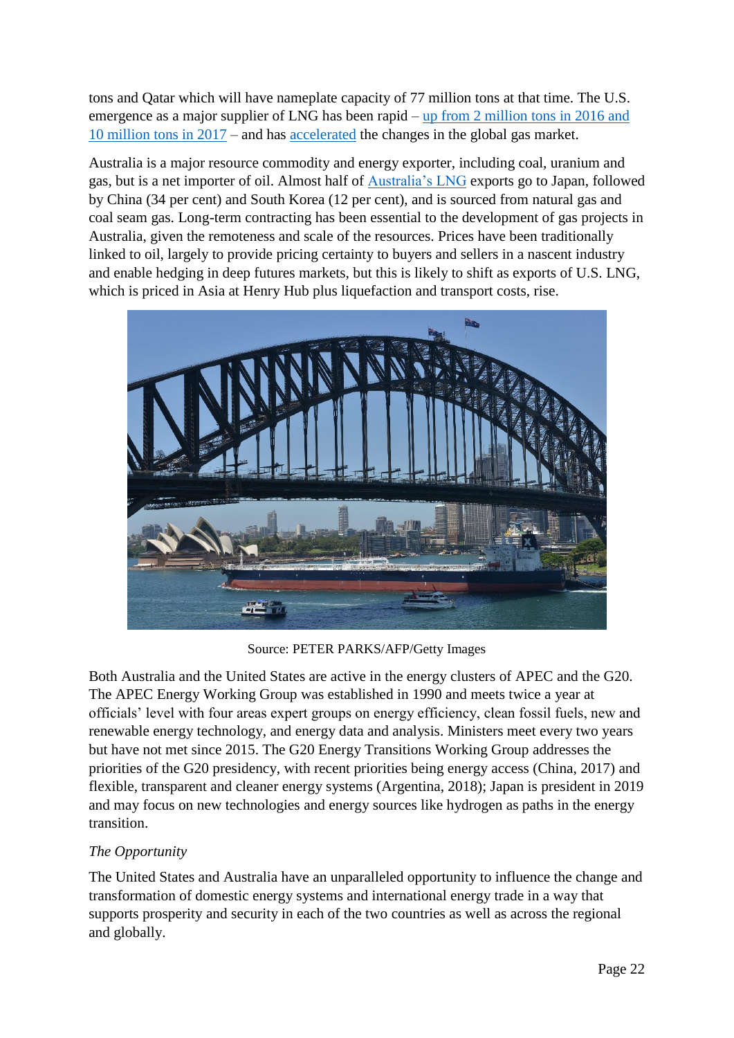tons and Qatar which will have nameplate capacity of 77 million tons at that time. The U.S. emergence as a major supplier of LNG has been rapid – up from 2 million tons in 2016 and 10 million tons in 2017 – and has accelerated the changes in the global gas market.

Australia is a major resource commodity and energy exporter, including coal, uranium and gas, but is a net importer of oil. Almost half of Australia's LNG exports go to Japan, followed by China (34 per cent) and South Korea (12 per cent), and is sourced from natural gas and coal seam gas. Long-term contracting has been essential to the development of gas projects in Australia, given the remoteness and scale of the resources. Prices have been traditionally linked to oil, largely to provide pricing certainty to buyers and sellers in a nascent industry and enable hedging in deep futures markets, but this is likely to shift as exports of U.S. LNG, which is priced in Asia at Henry Hub plus liquefaction and transport costs, rise.

Source: PETER PARKS/AFP/Getty Images

Both Australia and the United States are active in the energy clusters of APEC and the G20. The APEC Energy Working Group was established in 1990 and meets twice a year at officials' level with four areas expert groups on energy efficiency, clean fossil fuels, new and renewable energy technology, and energy data and analysis. Ministers meet every two years but have not met since 2015. The G20 Energy Transitions Working Group addresses the priorities of the G20 presidency, with recent priorities being energy access (China, 2017) and flexible, transparent and cleaner energy systems (Argentina, 2018); Japan is president in 2019 and may focus on new technologies and energy sources like hydrogen as paths in the energy transition.

*The Opportunity*

The United States and Australia have an unparalleled opportunity to influence the change and transformation of domestic energy systems and international energy trade in a way that supports prosperity and security in each of the two countries as well as across the regional and globally.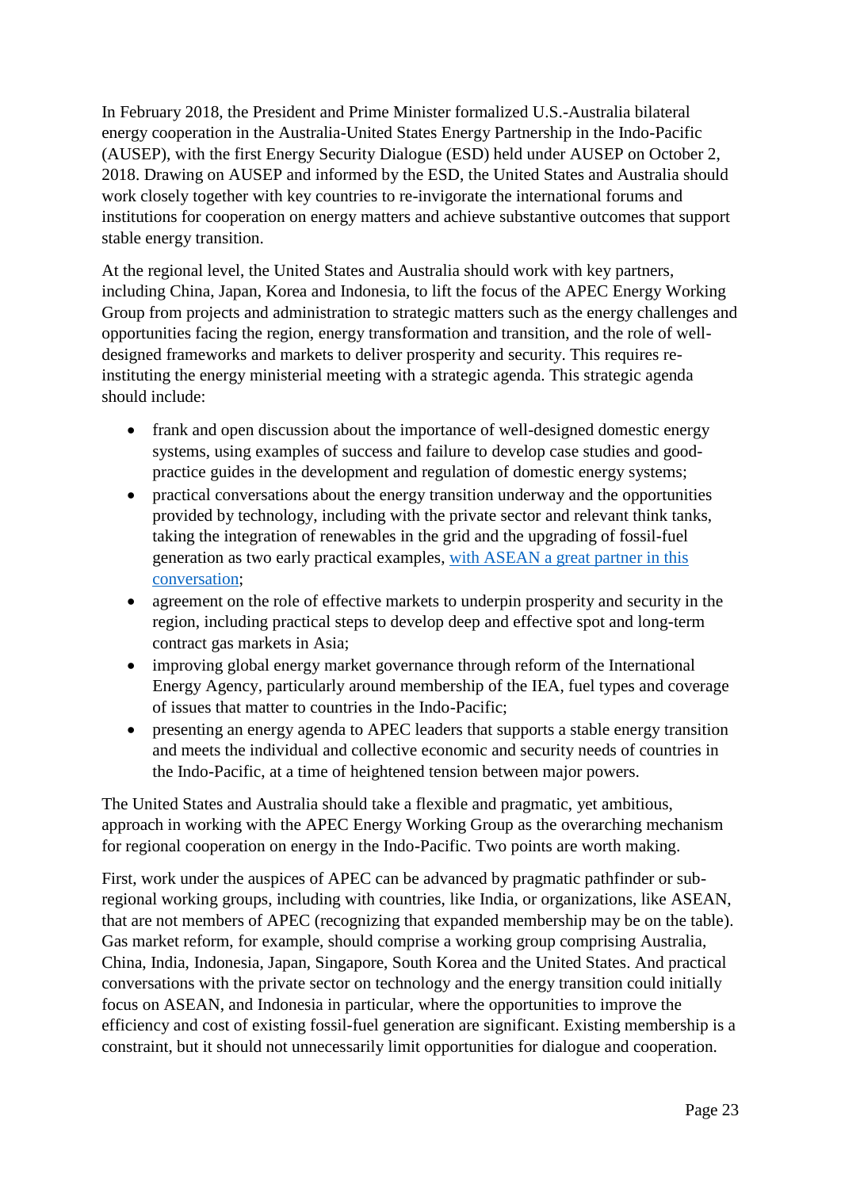In February 2018, the President and Prime Minister formalized U.S.-Australia bilateral energy cooperation in the Australia-United States Energy Partnership in the Indo-Pacific (AUSEP), with the first Energy Security Dialogue (ESD) held under AUSEP on October 2, 2018. Drawing on AUSEP and informed by the ESD, the United States and Australia should work closely together with key countries to re-invigorate the international forums and institutions for cooperation on energy matters and achieve substantive outcomes that support stable energy transition.

At the regional level, the United States and Australia should work with key partners, including China, Japan, Korea and Indonesia, to lift the focus of the APEC Energy Working Group from projects and administration to strategic matters such as the energy challenges and opportunities facing the region, energy transformation and transition, and the role of well-designed frameworks and markets to deliver prosperity and security. This requires re-instituting the energy ministerial meeting with a strategic agenda. This strategic agenda should include:

- frank and open discussion about the importance of well-designed domestic energy systems, using examples of success and failure to develop case studies and good-practice guides in the development and regulation of domestic energy systems;
- practical conversations about the energy transition underway and the opportunities provided by technology, including with the private sector and relevant think tanks, taking the integration of renewables in the grid and the upgrading of fossil-fuel generation as two early practical examples, with ASEAN a great partner in this conversation;
- agreement on the role of effective markets to underpin prosperity and security in the region, including practical steps to develop deep and effective spot and long-term contract gas markets in Asia;
- improving global energy market governance through reform of the International Energy Agency, particularly around membership of the IEA, fuel types and coverage of issues that matter to countries in the Indo-Pacific;
- presenting an energy agenda to APEC leaders that supports a stable energy transition and meets the individual and collective economic and security needs of countries in the Indo-Pacific, at a time of heightened tension between major powers.

The United States and Australia should take a flexible and pragmatic, yet ambitious, approach in working with the APEC Energy Working Group as the overarching mechanism for regional cooperation on energy in the Indo-Pacific. Two points are worth making.

First, work under the auspices of APEC can be advanced by pragmatic pathfinder or sub-regional working groups, including with countries, like India, or organizations, like ASEAN, that are not members of APEC (recognizing that expanded membership may be on the table). Gas market reform, for example, should comprise a working group comprising Australia, China, India, Indonesia, Japan, Singapore, South Korea and the United States. And practical conversations with the private sector on technology and the energy transition could initially focus on ASEAN, and Indonesia in particular, where the opportunities to improve the efficiency and cost of existing fossil-fuel generation are significant. Existing membership is a constraint, but it should not unnecessarily limit opportunities for dialogue and cooperation.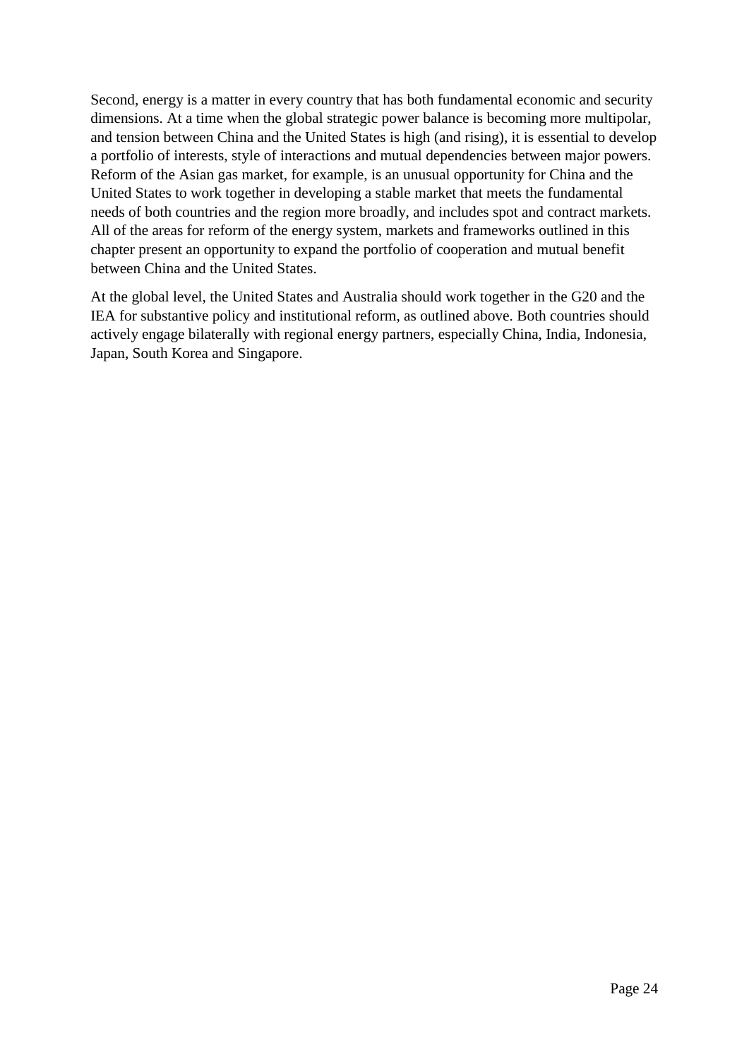Second, energy is a matter in every country that has both fundamental economic and security dimensions. At a time when the global strategic power balance is becoming more multipolar, and tension between China and the United States is high (and rising), it is essential to develop a portfolio of interests, style of interactions and mutual dependencies between major powers. Reform of the Asian gas market, for example, is an unusual opportunity for China and the United States to work together in developing a stable market that meets the fundamental needs of both countries and the region more broadly, and includes spot and contract markets. All of the areas for reform of the energy system, markets and frameworks outlined in this chapter present an opportunity to expand the portfolio of cooperation and mutual benefit between China and the United States.

At the global level, the United States and Australia should work together in the G20 and the IEA for substantive policy and institutional reform, as outlined above. Both countries should actively engage bilaterally with regional energy partners, especially China, India, Indonesia, Japan, South Korea and Singapore.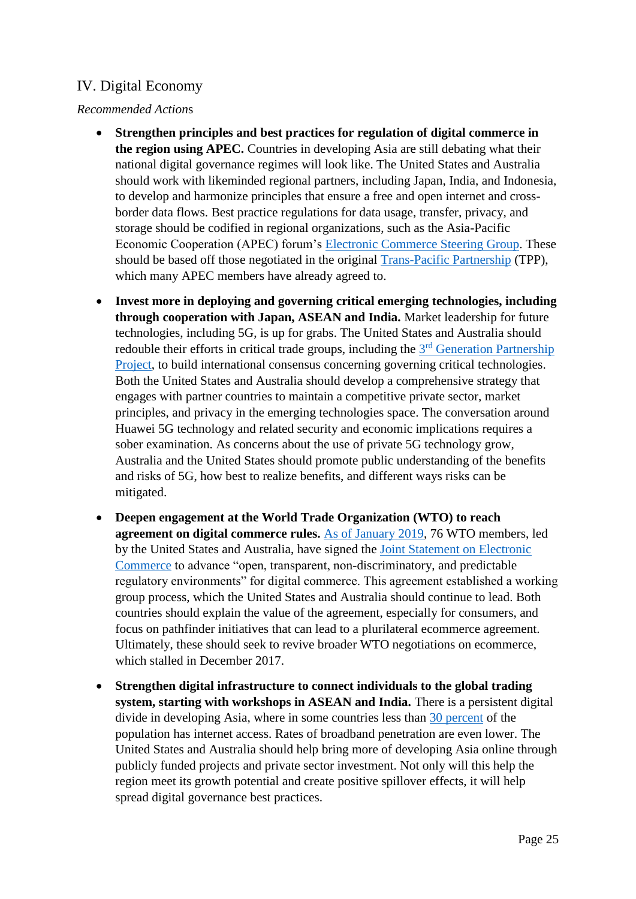## IV. Digital Economy

*Recommended Actions*

- **Strengthen principles and best practices for regulation of digital commerce in the region using APEC.** Countries in developing Asia are still debating what their national digital governance regimes will look like. The United States and Australia should work with likeminded regional partners, including Japan, India, and Indonesia, to develop and harmonize principles that ensure a free and open internet and cross-border data flows. Best practice regulations for data usage, transfer, privacy, and storage should be codified in regional organizations, such as the Asia-Pacific Economic Cooperation (APEC) forum's Electronic Commerce Steering Group. These should be based off those negotiated in the original Trans-Pacific Partnership (TPP), which many APEC members have already agreed to.

- **Invest more in deploying and governing critical emerging technologies, including through cooperation with Japan, ASEAN and India.** Market leadership for future technologies, including 5G, is up for grabs. The United States and Australia should redouble their efforts in critical trade groups, including the 3rd Generation Partnership Project, to build international consensus concerning governing critical technologies. Both the United States and Australia should develop a comprehensive strategy that engages with partner countries to maintain a competitive private sector, market principles, and privacy in the emerging technologies space. The conversation around Huawei 5G technology and related security and economic implications requires a sober examination. As concerns about the use of private 5G technology grow, Australia and the United States should promote public understanding of the benefits and risks of 5G, how best to realize benefits, and different ways risks can be mitigated.

- **Deepen engagement at the World Trade Organization (WTO) to reach agreement on digital commerce rules.** As of January 2019, 76 WTO members, led by the United States and Australia, have signed the Joint Statement on Electronic Commerce to advance "open, transparent, non-discriminatory, and predictable regulatory environments" for digital commerce. This agreement established a working group process, which the United States and Australia should continue to lead. Both countries should explain the value of the agreement, especially for consumers, and focus on pathfinder initiatives that can lead to a plurilateral ecommerce agreement. Ultimately, these should seek to revive broader WTO negotiations on ecommerce, which stalled in December 2017.

- **Strengthen digital infrastructure to connect individuals to the global trading system, starting with workshops in ASEAN and India.** There is a persistent digital divide in developing Asia, where in some countries less than 30 percent of the population has internet access. Rates of broadband penetration are even lower. The United States and Australia should help bring more of developing Asia online through publicly funded projects and private sector investment. Not only will this help the region meet its growth potential and create positive spillover effects, it will help spread digital governance best practices.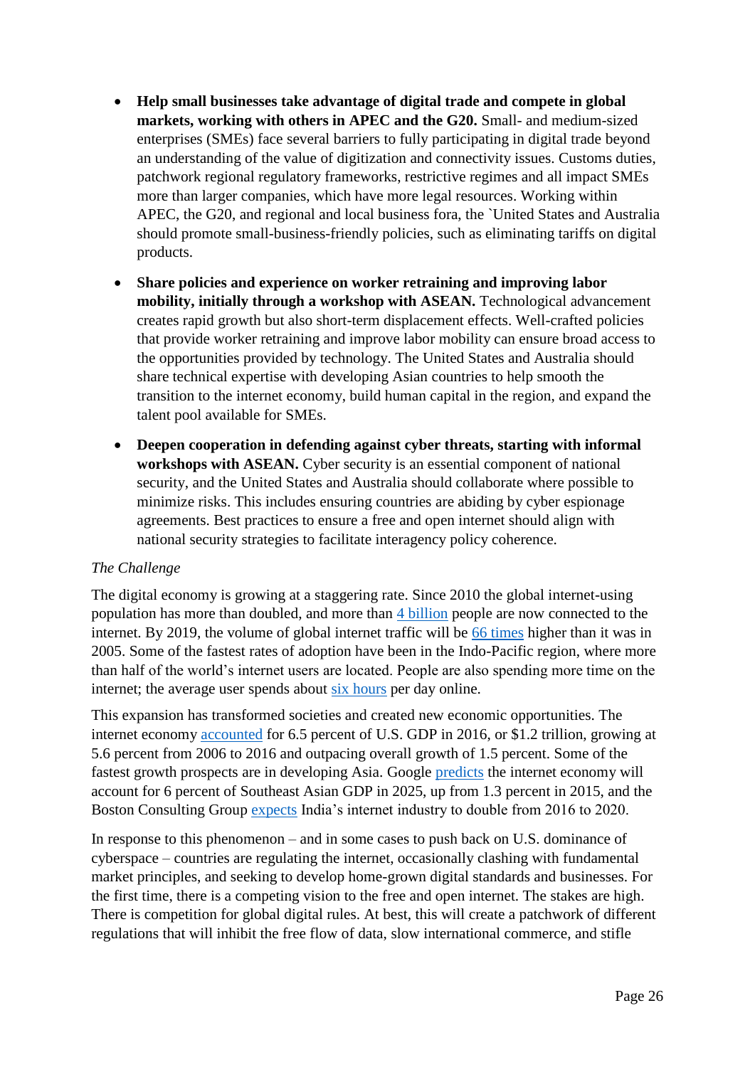- **Help small businesses take advantage of digital trade and compete in global markets, working with others in APEC and the G20.** Small- and medium-sized enterprises (SMEs) face several barriers to fully participating in digital trade beyond an understanding of the value of digitization and connectivity issues. Customs duties, patchwork regional regulatory frameworks, restrictive regimes and all impact SMEs more than larger companies, which have more legal resources. Working within APEC, the G20, and regional and local business fora, the `United States and Australia should promote small-business-friendly policies, such as eliminating tariffs on digital products.

- **Share policies and experience on worker retraining and improving labor mobility, initially through a workshop with ASEAN.** Technological advancement creates rapid growth but also short-term displacement effects. Well-crafted policies that provide worker retraining and improve labor mobility can ensure broad access to the opportunities provided by technology. The United States and Australia should share technical expertise with developing Asian countries to help smooth the transition to the internet economy, build human capital in the region, and expand the talent pool available for SMEs.

- **Deepen cooperation in defending against cyber threats, starting with informal workshops with ASEAN.** Cyber security is an essential component of national security, and the United States and Australia should collaborate where possible to minimize risks. This includes ensuring countries are abiding by cyber espionage agreements. Best practices to ensure a free and open internet should align with national security strategies to facilitate interagency policy coherence.

*The Challenge*

The digital economy is growing at a staggering rate. Since 2010 the global internet-using population has more than doubled, and more than 4 billion people are now connected to the internet. By 2019, the volume of global internet traffic will be 66 times higher than it was in 2005. Some of the fastest rates of adoption have been in the Indo-Pacific region, where more than half of the world's internet users are located. People are also spending more time on the internet; the average user spends about six hours per day online.

This expansion has transformed societies and created new economic opportunities. The internet economy accounted for 6.5 percent of U.S. GDP in 2016, or $1.2 trillion, growing at 5.6 percent from 2006 to 2016 and outpacing overall growth of 1.5 percent. Some of the fastest growth prospects are in developing Asia. Google predicts the internet economy will account for 6 percent of Southeast Asian GDP in 2025, up from 1.3 percent in 2015, and the Boston Consulting Group expects India's internet industry to double from 2016 to 2020.

In response to this phenomenon – and in some cases to push back on U.S. dominance of cyberspace – countries are regulating the internet, occasionally clashing with fundamental market principles, and seeking to develop home-grown digital standards and businesses. For the first time, there is a competing vision to the free and open internet. The stakes are high. There is competition for global digital rules. At best, this will create a patchwork of different regulations that will inhibit the free flow of data, slow international commerce, and stifle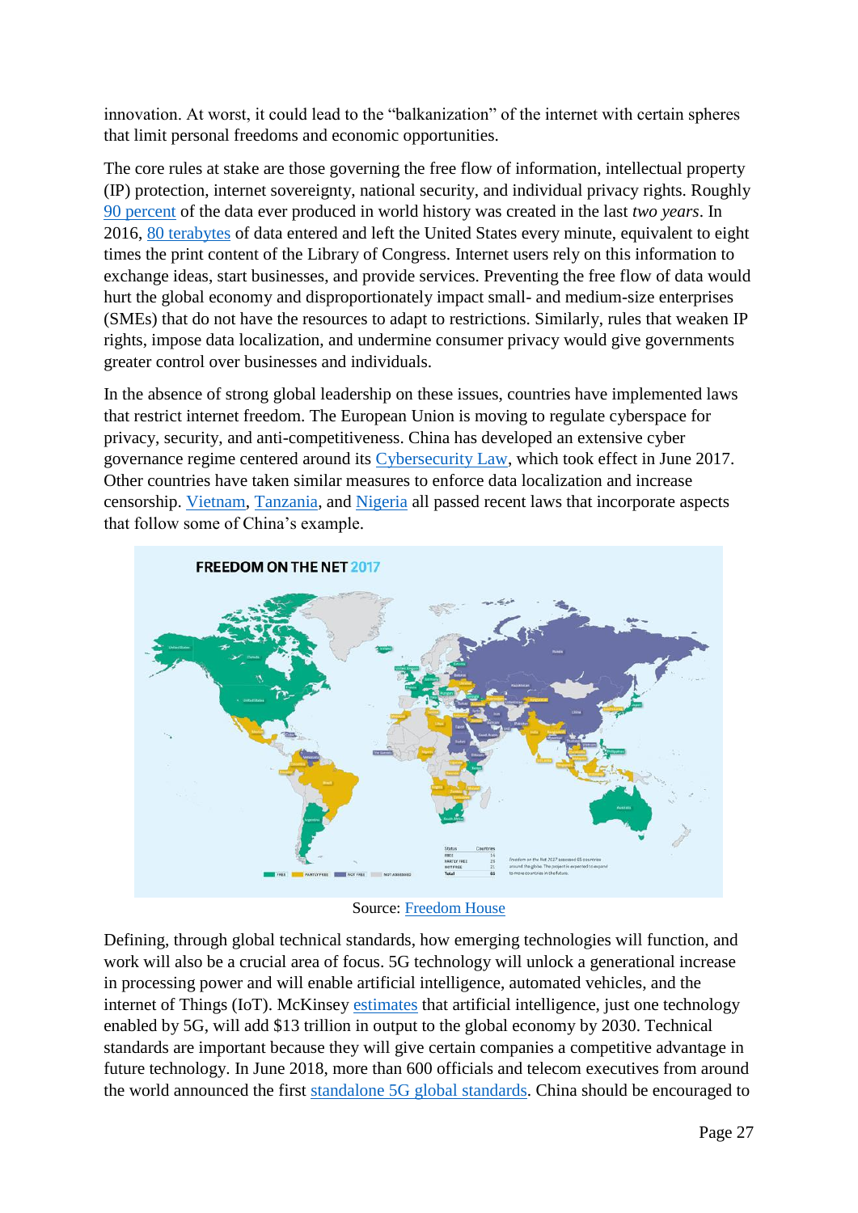innovation. At worst, it could lead to the "balkanization" of the internet with certain spheres that limit personal freedoms and economic opportunities.

The core rules at stake are those governing the free flow of information, intellectual property (IP) protection, internet sovereignty, national security, and individual privacy rights. Roughly 90 percent of the data ever produced in world history was created in the last *two years*. In 2016, 80 terabytes of data entered and left the United States every minute, equivalent to eight times the print content of the Library of Congress. Internet users rely on this information to exchange ideas, start businesses, and provide services. Preventing the free flow of data would hurt the global economy and disproportionately impact small- and medium-size enterprises (SMEs) that do not have the resources to adapt to restrictions. Similarly, rules that weaken IP rights, impose data localization, and undermine consumer privacy would give governments greater control over businesses and individuals.

In the absence of strong global leadership on these issues, countries have implemented laws that restrict internet freedom. The European Union is moving to regulate cyberspace for privacy, security, and anti-competitiveness. China has developed an extensive cyber governance regime centered around its Cybersecurity Law, which took effect in June 2017. Other countries have taken similar measures to enforce data localization and increase censorship. Vietnam, Tanzania, and Nigeria all passed recent laws that incorporate aspects that follow some of China's example.

Source: Freedom House

Defining, through global technical standards, how emerging technologies will function, and work will also be a crucial area of focus. 5G technology will unlock a generational increase in processing power and will enable artificial intelligence, automated vehicles, and the internet of Things (IoT). McKinsey estimates that artificial intelligence, just one technology enabled by 5G, will add $13 trillion in output to the global economy by 2030. Technical standards are important because they will give certain companies a competitive advantage in future technology. In June 2018, more than 600 officials and telecom executives from around the world announced the first standalone 5G global standards. China should be encouraged to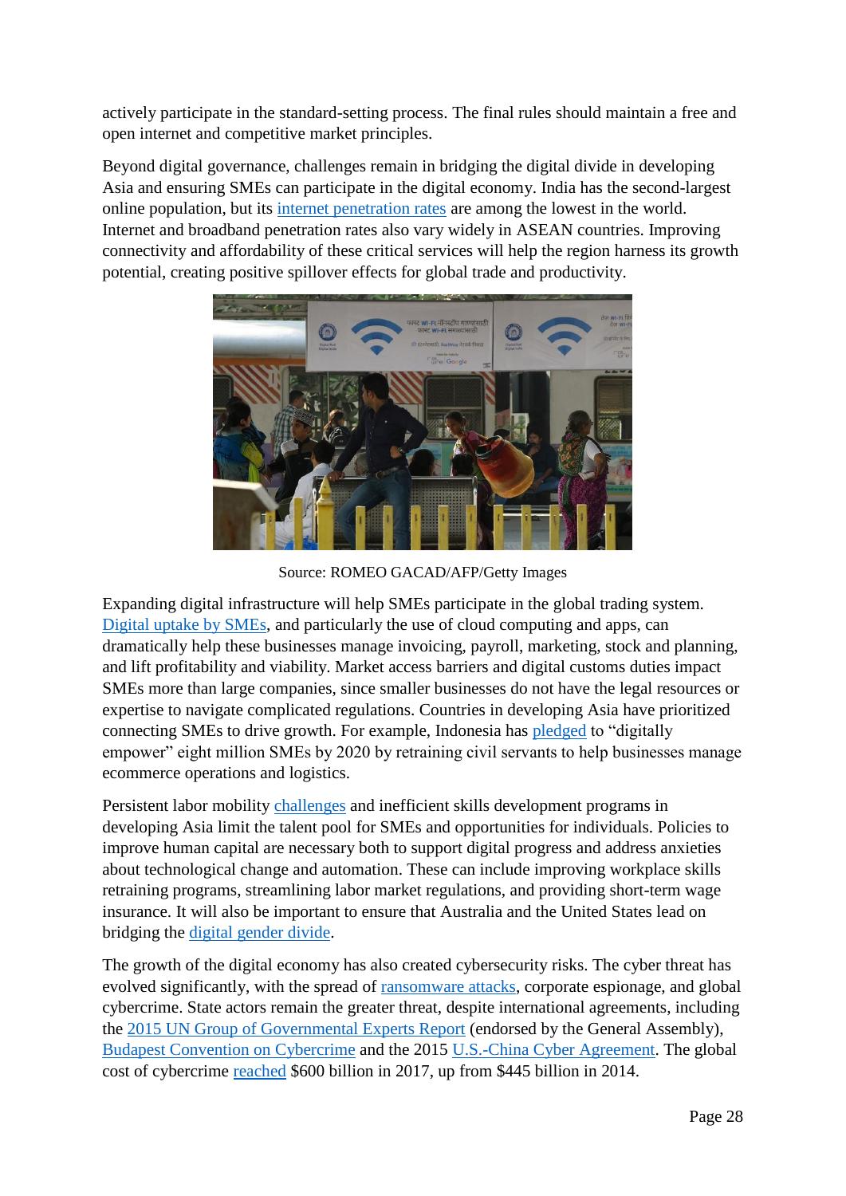actively participate in the standard-setting process. The final rules should maintain a free and open internet and competitive market principles.

Beyond digital governance, challenges remain in bridging the digital divide in developing Asia and ensuring SMEs can participate in the digital economy. India has the second-largest online population, but its internet penetration rates are among the lowest in the world. Internet and broadband penetration rates also vary widely in ASEAN countries. Improving connectivity and affordability of these critical services will help the region harness its growth potential, creating positive spillover effects for global trade and productivity.

Source: ROMEO GACAD/AFP/Getty Images

Expanding digital infrastructure will help SMEs participate in the global trading system. Digital uptake by SMEs, and particularly the use of cloud computing and apps, can dramatically help these businesses manage invoicing, payroll, marketing, stock and planning, and lift profitability and viability. Market access barriers and digital customs duties impact SMEs more than large companies, since smaller businesses do not have the legal resources or expertise to navigate complicated regulations. Countries in developing Asia have prioritized connecting SMEs to drive growth. For example, Indonesia has pledged to "digitally empower" eight million SMEs by 2020 by retraining civil servants to help businesses manage ecommerce operations and logistics.

Persistent labor mobility challenges and inefficient skills development programs in developing Asia limit the talent pool for SMEs and opportunities for individuals. Policies to improve human capital are necessary both to support digital progress and address anxieties about technological change and automation. These can include improving workplace skills retraining programs, streamlining labor market regulations, and providing short-term wage insurance. It will also be important to ensure that Australia and the United States lead on bridging the digital gender divide.

The growth of the digital economy has also created cybersecurity risks. The cyber threat has evolved significantly, with the spread of ransomware attacks, corporate espionage, and global cybercrime. State actors remain the greater threat, despite international agreements, including the 2015 UN Group of Governmental Experts Report (endorsed by the General Assembly), Budapest Convention on Cybercrime and the 2015 U.S.-China Cyber Agreement. The global cost of cybercrime reached $600 billion in 2017, up from $445 billion in 2014.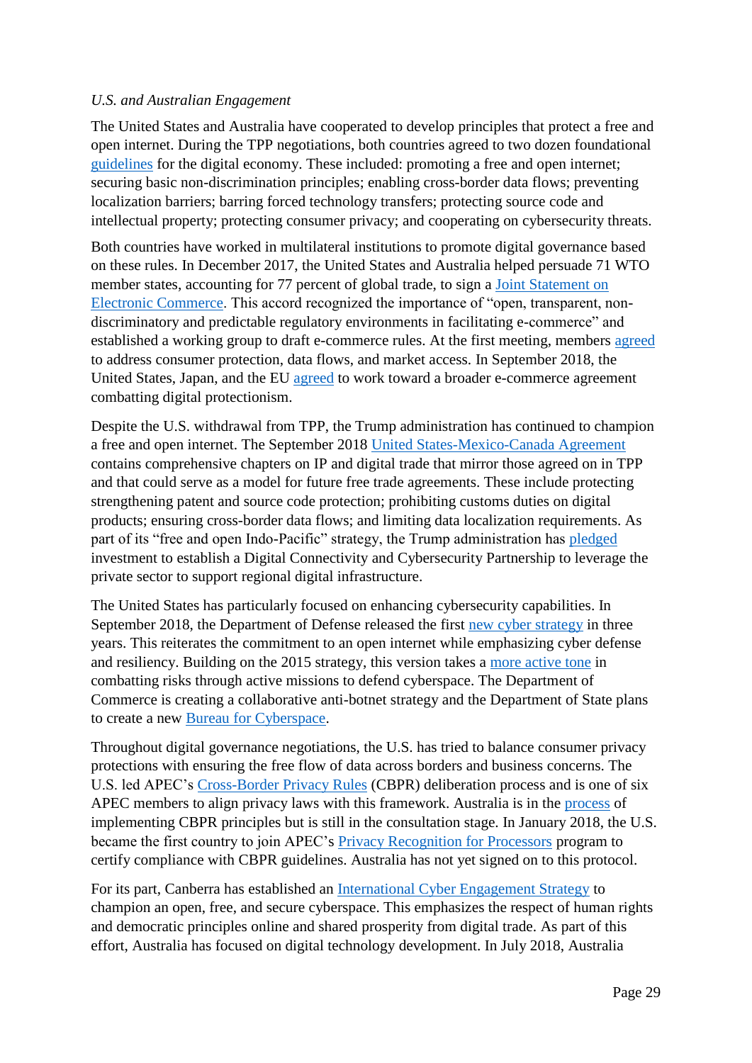*U.S. and Australian Engagement*

The United States and Australia have cooperated to develop principles that protect a free and open internet. During the TPP negotiations, both countries agreed to two dozen foundational guidelines for the digital economy. These included: promoting a free and open internet; securing basic non-discrimination principles; enabling cross-border data flows; preventing localization barriers; barring forced technology transfers; protecting source code and intellectual property; protecting consumer privacy; and cooperating on cybersecurity threats.

Both countries have worked in multilateral institutions to promote digital governance based on these rules. In December 2017, the United States and Australia helped persuade 71 WTO member states, accounting for 77 percent of global trade, to sign a Joint Statement on Electronic Commerce. This accord recognized the importance of "open, transparent, non-discriminatory and predictable regulatory environments in facilitating e-commerce" and established a working group to draft e-commerce rules. At the first meeting, members agreed to address consumer protection, data flows, and market access. In September 2018, the United States, Japan, and the EU agreed to work toward a broader e-commerce agreement combatting digital protectionism.

Despite the U.S. withdrawal from TPP, the Trump administration has continued to champion a free and open internet. The September 2018 United States-Mexico-Canada Agreement contains comprehensive chapters on IP and digital trade that mirror those agreed on in TPP and that could serve as a model for future free trade agreements. These include protecting strengthening patent and source code protection; prohibiting customs duties on digital products; ensuring cross-border data flows; and limiting data localization requirements. As part of its "free and open Indo-Pacific" strategy, the Trump administration has pledged investment to establish a Digital Connectivity and Cybersecurity Partnership to leverage the private sector to support regional digital infrastructure.

The United States has particularly focused on enhancing cybersecurity capabilities. In September 2018, the Department of Defense released the first new cyber strategy in three years. This reiterates the commitment to an open internet while emphasizing cyber defense and resiliency. Building on the 2015 strategy, this version takes a more active tone in combatting risks through active missions to defend cyberspace. The Department of Commerce is creating a collaborative anti-botnet strategy and the Department of State plans to create a new Bureau for Cyberspace.

Throughout digital governance negotiations, the U.S. has tried to balance consumer privacy protections with ensuring the free flow of data across borders and business concerns. The U.S. led APEC's Cross-Border Privacy Rules (CBPR) deliberation process and is one of six APEC members to align privacy laws with this framework. Australia is in the process of implementing CBPR principles but is still in the consultation stage. In January 2018, the U.S. became the first country to join APEC's Privacy Recognition for Processors program to certify compliance with CBPR guidelines. Australia has not yet signed on to this protocol.

For its part, Canberra has established an International Cyber Engagement Strategy to champion an open, free, and secure cyberspace. This emphasizes the respect of human rights and democratic principles online and shared prosperity from digital trade. As part of this effort, Australia has focused on digital technology development. In July 2018, Australia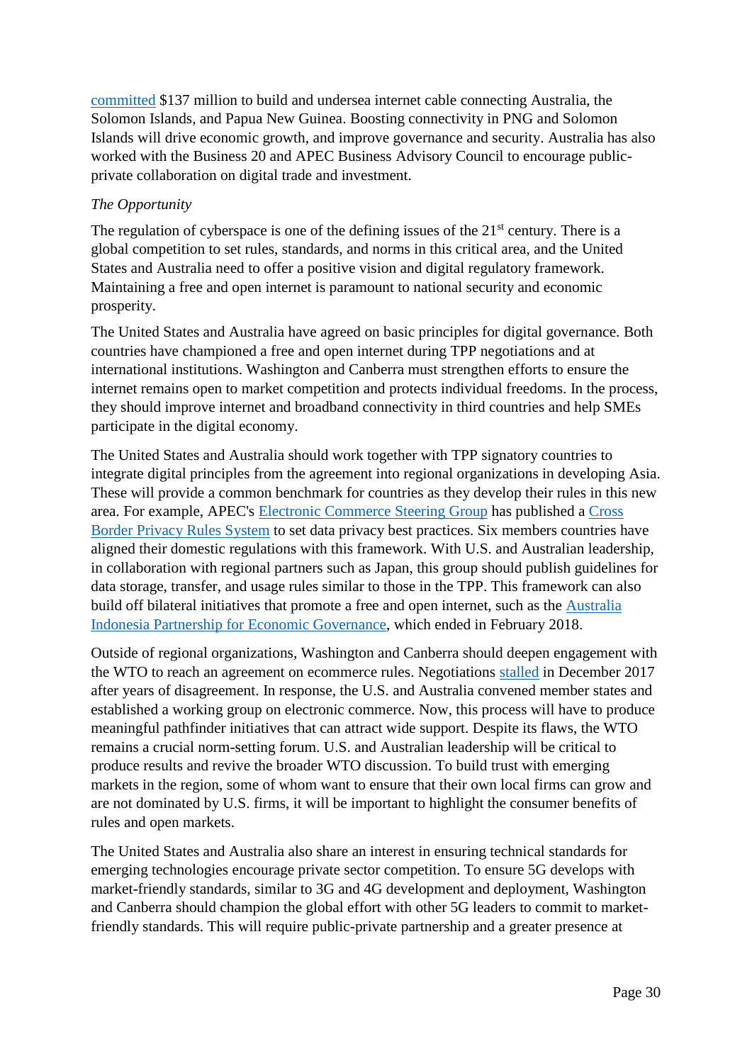committed $137 million to build and undersea internet cable connecting Australia, the Solomon Islands, and Papua New Guinea. Boosting connectivity in PNG and Solomon Islands will drive economic growth, and improve governance and security. Australia has also worked with the Business 20 and APEC Business Advisory Council to encourage public-private collaboration on digital trade and investment.

*The Opportunity*

The regulation of cyberspace is one of the defining issues of the 21st century. There is a global competition to set rules, standards, and norms in this critical area, and the United States and Australia need to offer a positive vision and digital regulatory framework. Maintaining a free and open internet is paramount to national security and economic prosperity.

The United States and Australia have agreed on basic principles for digital governance. Both countries have championed a free and open internet during TPP negotiations and at international institutions. Washington and Canberra must strengthen efforts to ensure the internet remains open to market competition and protects individual freedoms. In the process, they should improve internet and broadband connectivity in third countries and help SMEs participate in the digital economy.

The United States and Australia should work together with TPP signatory countries to integrate digital principles from the agreement into regional organizations in developing Asia. These will provide a common benchmark for countries as they develop their rules in this new area. For example, APEC's Electronic Commerce Steering Group has published a Cross Border Privacy Rules System to set data privacy best practices. Six members countries have aligned their domestic regulations with this framework. With U.S. and Australian leadership, in collaboration with regional partners such as Japan, this group should publish guidelines for data storage, transfer, and usage rules similar to those in the TPP. This framework can also build off bilateral initiatives that promote a free and open internet, such as the Australia Indonesia Partnership for Economic Governance, which ended in February 2018.

Outside of regional organizations, Washington and Canberra should deepen engagement with the WTO to reach an agreement on ecommerce rules. Negotiations stalled in December 2017 after years of disagreement. In response, the U.S. and Australia convened member states and established a working group on electronic commerce. Now, this process will have to produce meaningful pathfinder initiatives that can attract wide support. Despite its flaws, the WTO remains a crucial norm-setting forum. U.S. and Australian leadership will be critical to produce results and revive the broader WTO discussion. To build trust with emerging markets in the region, some of whom want to ensure that their own local firms can grow and are not dominated by U.S. firms, it will be important to highlight the consumer benefits of rules and open markets.

The United States and Australia also share an interest in ensuring technical standards for emerging technologies encourage private sector competition. To ensure 5G develops with market-friendly standards, similar to 3G and 4G development and deployment, Washington and Canberra should champion the global effort with other 5G leaders to commit to market-friendly standards. This will require public-private partnership and a greater presence at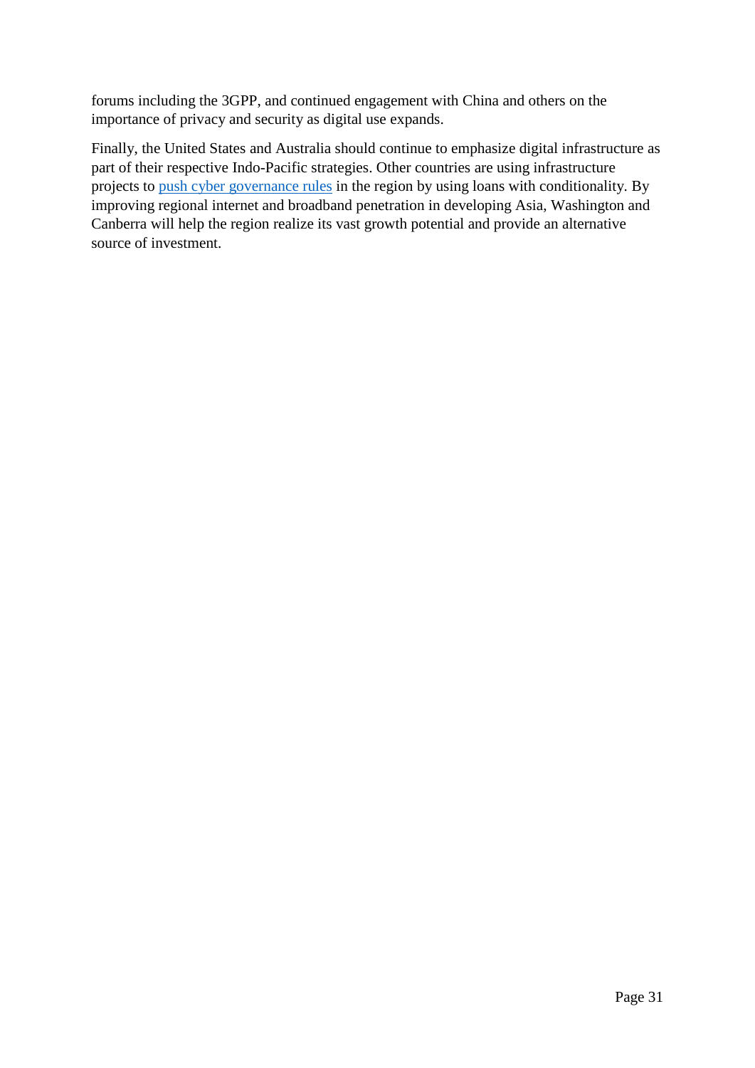forums including the 3GPP, and continued engagement with China and others on the importance of privacy and security as digital use expands.

Finally, the United States and Australia should continue to emphasize digital infrastructure as part of their respective Indo-Pacific strategies. Other countries are using infrastructure projects to push cyber governance rules in the region by using loans with conditionality. By improving regional internet and broadband penetration in developing Asia, Washington and Canberra will help the region realize its vast growth potential and provide an alternative source of investment.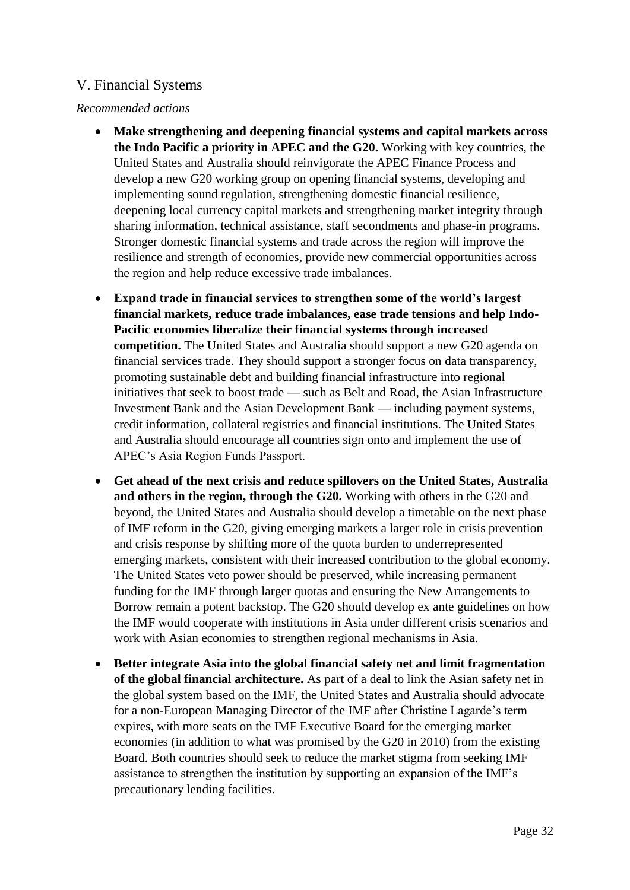## V. Financial Systems

*Recommended actions*

- **Make strengthening and deepening financial systems and capital markets across the Indo Pacific a priority in APEC and the G20.** Working with key countries, the United States and Australia should reinvigorate the APEC Finance Process and develop a new G20 working group on opening financial systems, developing and implementing sound regulation, strengthening domestic financial resilience, deepening local currency capital markets and strengthening market integrity through sharing information, technical assistance, staff secondments and phase-in programs. Stronger domestic financial systems and trade across the region will improve the resilience and strength of economies, provide new commercial opportunities across the region and help reduce excessive trade imbalances.
- **Expand trade in financial services to strengthen some of the world's largest financial markets, reduce trade imbalances, ease trade tensions and help Indo-Pacific economies liberalize their financial systems through increased competition.** The United States and Australia should support a new G20 agenda on financial services trade. They should support a stronger focus on data transparency, promoting sustainable debt and building financial infrastructure into regional initiatives that seek to boost trade — such as Belt and Road, the Asian Infrastructure Investment Bank and the Asian Development Bank — including payment systems, credit information, collateral registries and financial institutions. The United States and Australia should encourage all countries sign onto and implement the use of APEC's Asia Region Funds Passport.
- **Get ahead of the next crisis and reduce spillovers on the United States, Australia and others in the region, through the G20.** Working with others in the G20 and beyond, the United States and Australia should develop a timetable on the next phase of IMF reform in the G20, giving emerging markets a larger role in crisis prevention and crisis response by shifting more of the quota burden to underrepresented emerging markets, consistent with their increased contribution to the global economy. The United States veto power should be preserved, while increasing permanent funding for the IMF through larger quotas and ensuring the New Arrangements to Borrow remain a potent backstop. The G20 should develop ex ante guidelines on how the IMF would cooperate with institutions in Asia under different crisis scenarios and work with Asian economies to strengthen regional mechanisms in Asia.
- **Better integrate Asia into the global financial safety net and limit fragmentation of the global financial architecture.** As part of a deal to link the Asian safety net in the global system based on the IMF, the United States and Australia should advocate for a non-European Managing Director of the IMF after Christine Lagarde's term expires, with more seats on the IMF Executive Board for the emerging market economies (in addition to what was promised by the G20 in 2010) from the existing Board. Both countries should seek to reduce the market stigma from seeking IMF assistance to strengthen the institution by supporting an expansion of the IMF's precautionary lending facilities.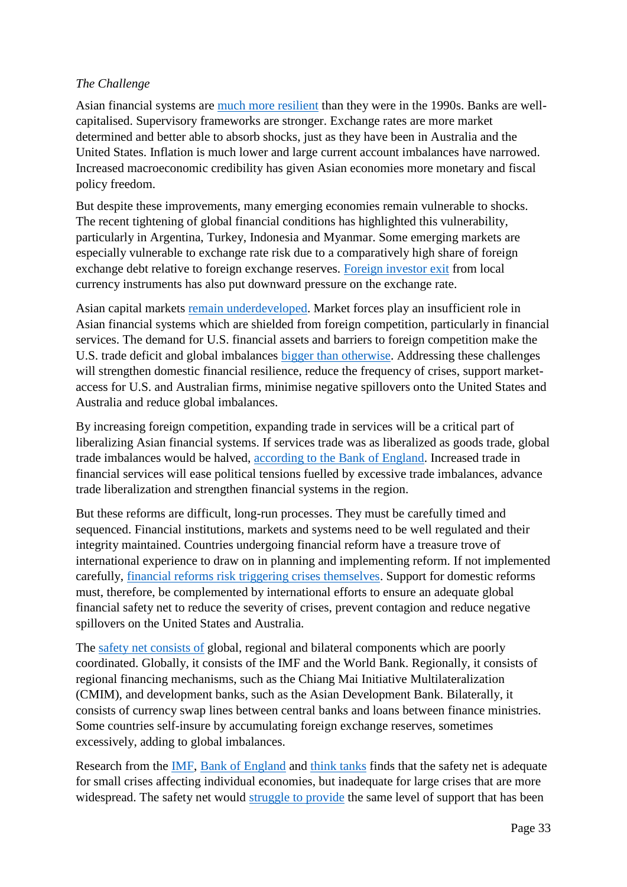*The Challenge*

Asian financial systems are much more resilient than they were in the 1990s. Banks are well-capitalised. Supervisory frameworks are stronger. Exchange rates are more market determined and better able to absorb shocks, just as they have been in Australia and the United States. Inflation is much lower and large current account imbalances have narrowed. Increased macroeconomic credibility has given Asian economies more monetary and fiscal policy freedom.

But despite these improvements, many emerging economies remain vulnerable to shocks. The recent tightening of global financial conditions has highlighted this vulnerability, particularly in Argentina, Turkey, Indonesia and Myanmar. Some emerging markets are especially vulnerable to exchange rate risk due to a comparatively high share of foreign exchange debt relative to foreign exchange reserves. Foreign investor exit from local currency instruments has also put downward pressure on the exchange rate.

Asian capital markets remain underdeveloped. Market forces play an insufficient role in Asian financial systems which are shielded from foreign competition, particularly in financial services. The demand for U.S. financial assets and barriers to foreign competition make the U.S. trade deficit and global imbalances bigger than otherwise. Addressing these challenges will strengthen domestic financial resilience, reduce the frequency of crises, support market-access for U.S. and Australian firms, minimise negative spillovers onto the United States and Australia and reduce global imbalances.

By increasing foreign competition, expanding trade in services will be a critical part of liberalizing Asian financial systems. If services trade was as liberalized as goods trade, global trade imbalances would be halved, according to the Bank of England. Increased trade in financial services will ease political tensions fuelled by excessive trade imbalances, advance trade liberalization and strengthen financial systems in the region.

But these reforms are difficult, long-run processes. They must be carefully timed and sequenced. Financial institutions, markets and systems need to be well regulated and their integrity maintained. Countries undergoing financial reform have a treasure trove of international experience to draw on in planning and implementing reform. If not implemented carefully, financial reforms risk triggering crises themselves. Support for domestic reforms must, therefore, be complemented by international efforts to ensure an adequate global financial safety net to reduce the severity of crises, prevent contagion and reduce negative spillovers on the United States and Australia.

The safety net consists of global, regional and bilateral components which are poorly coordinated. Globally, it consists of the IMF and the World Bank. Regionally, it consists of regional financing mechanisms, such as the Chiang Mai Initiative Multilateralization (CMIM), and development banks, such as the Asian Development Bank. Bilaterally, it consists of currency swap lines between central banks and loans between finance ministries. Some countries self-insure by accumulating foreign exchange reserves, sometimes excessively, adding to global imbalances.

Research from the IMF, Bank of England and think tanks finds that the safety net is adequate for small crises affecting individual economies, but inadequate for large crises that are more widespread. The safety net would struggle to provide the same level of support that has been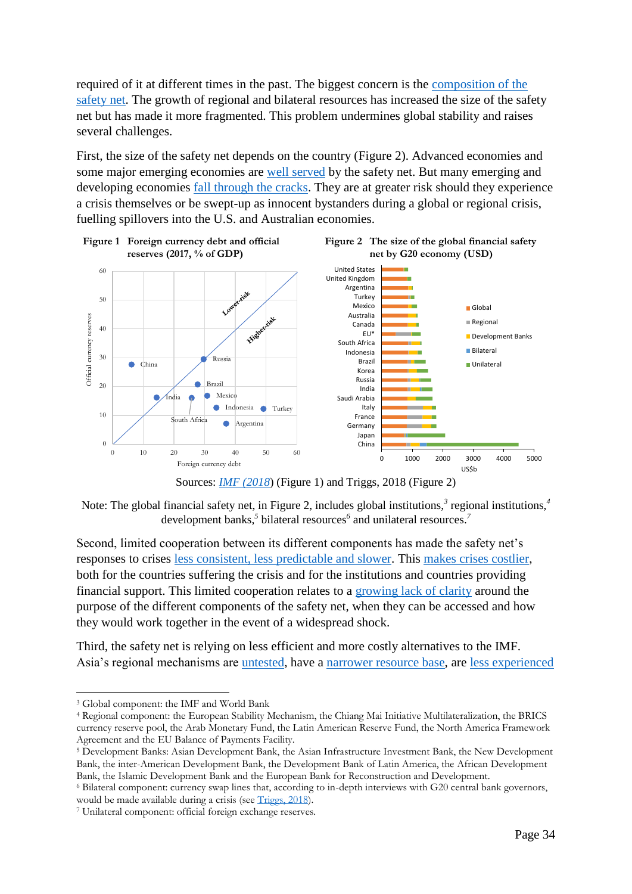required of it at different times in the past. The biggest concern is the composition of the safety net. The growth of regional and bilateral resources has increased the size of the safety net but has made it more fragmented. This problem undermines global stability and raises several challenges.

First, the size of the safety net depends on the country (Figure 2). Advanced economies and some major emerging economies are well served by the safety net. But many emerging and developing economies fall through the cracks. They are at greater risk should they experience a crisis themselves or be swept-up as innocent bystanders during a global or regional crisis, fuelling spillovers into the U.S. and Australian economies.

**Figure 1 Foreign currency debt and official reserves (2017, % of GDP)**

**Figure 2 The size of the global financial safety net by G20 economy (USD)**

Sources: IMF (2018) (Figure 1) and Triggs, 2018 (Figure 2)

Note: The global financial safety net, in Figure 2, includes global institutions,[3] regional institutions,[4] development banks,[5] bilateral resources[6] and unilateral resources.[7]

Second, limited cooperation between its different components has made the safety net's responses to crises less consistent, less predictable and slower. This makes crises costlier, both for the countries suffering the crisis and for the institutions and countries providing financial support. This limited cooperation relates to a growing lack of clarity around the purpose of the different components of the safety net, when they can be accessed and how they would work together in the event of a widespread shock.

Third, the safety net is relying on less efficient and more costly alternatives to the IMF. Asia's regional mechanisms are untested, have a narrower resource base, are less experienced

---

[3] Global component: the IMF and World Bank

[4] Regional component: the European Stability Mechanism, the Chiang Mai Initiative Multilateralization, the BRICS currency reserve pool, the Arab Monetary Fund, the Latin American Reserve Fund, the North America Framework Agreement and the EU Balance of Payments Facility.

[5] Development Banks: Asian Development Bank, the Asian Infrastructure Investment Bank, the New Development Bank, the inter-American Development Bank, the Development Bank of Latin America, the African Development Bank, the Islamic Development Bank and the European Bank for Reconstruction and Development.

[6] Bilateral component: currency swap lines that, according to in-depth interviews with G20 central bank governors, would be made available during a crisis (see Triggs, 2018).

[7] Unilateral component: official foreign exchange reserves.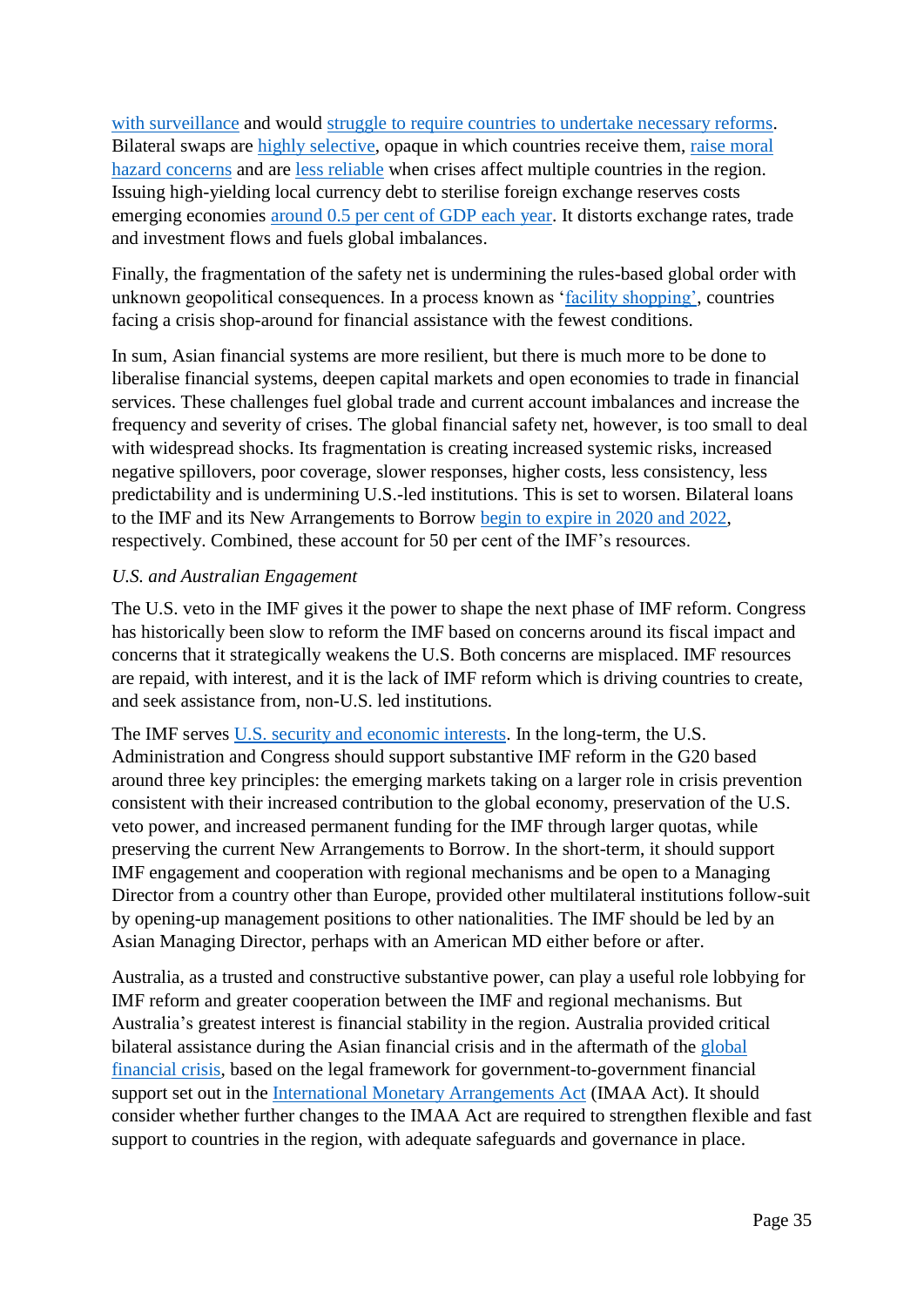with surveillance and would struggle to require countries to undertake necessary reforms. Bilateral swaps are highly selective, opaque in which countries receive them, raise moral hazard concerns and are less reliable when crises affect multiple countries in the region. Issuing high-yielding local currency debt to sterilise foreign exchange reserves costs emerging economies around 0.5 per cent of GDP each year. It distorts exchange rates, trade and investment flows and fuels global imbalances.

Finally, the fragmentation of the safety net is undermining the rules-based global order with unknown geopolitical consequences. In a process known as 'facility shopping', countries facing a crisis shop-around for financial assistance with the fewest conditions.

In sum, Asian financial systems are more resilient, but there is much more to be done to liberalise financial systems, deepen capital markets and open economies to trade in financial services. These challenges fuel global trade and current account imbalances and increase the frequency and severity of crises. The global financial safety net, however, is too small to deal with widespread shocks. Its fragmentation is creating increased systemic risks, increased negative spillovers, poor coverage, slower responses, higher costs, less consistency, less predictability and is undermining U.S.-led institutions. This is set to worsen. Bilateral loans to the IMF and its New Arrangements to Borrow begin to expire in 2020 and 2022, respectively. Combined, these account for 50 per cent of the IMF's resources.

*U.S. and Australian Engagement*

The U.S. veto in the IMF gives it the power to shape the next phase of IMF reform. Congress has historically been slow to reform the IMF based on concerns around its fiscal impact and concerns that it strategically weakens the U.S. Both concerns are misplaced. IMF resources are repaid, with interest, and it is the lack of IMF reform which is driving countries to create, and seek assistance from, non-U.S. led institutions.

The IMF serves U.S. security and economic interests. In the long-term, the U.S. Administration and Congress should support substantive IMF reform in the G20 based around three key principles: the emerging markets taking on a larger role in crisis prevention consistent with their increased contribution to the global economy, preservation of the U.S. veto power, and increased permanent funding for the IMF through larger quotas, while preserving the current New Arrangements to Borrow. In the short-term, it should support IMF engagement and cooperation with regional mechanisms and be open to a Managing Director from a country other than Europe, provided other multilateral institutions follow-suit by opening-up management positions to other nationalities. The IMF should be led by an Asian Managing Director, perhaps with an American MD either before or after.

Australia, as a trusted and constructive substantive power, can play a useful role lobbying for IMF reform and greater cooperation between the IMF and regional mechanisms. But Australia's greatest interest is financial stability in the region. Australia provided critical bilateral assistance during the Asian financial crisis and in the aftermath of the global financial crisis, based on the legal framework for government-to-government financial support set out in the International Monetary Arrangements Act (IMAA Act). It should consider whether further changes to the IMAA Act are required to strengthen flexible and fast support to countries in the region, with adequate safeguards and governance in place.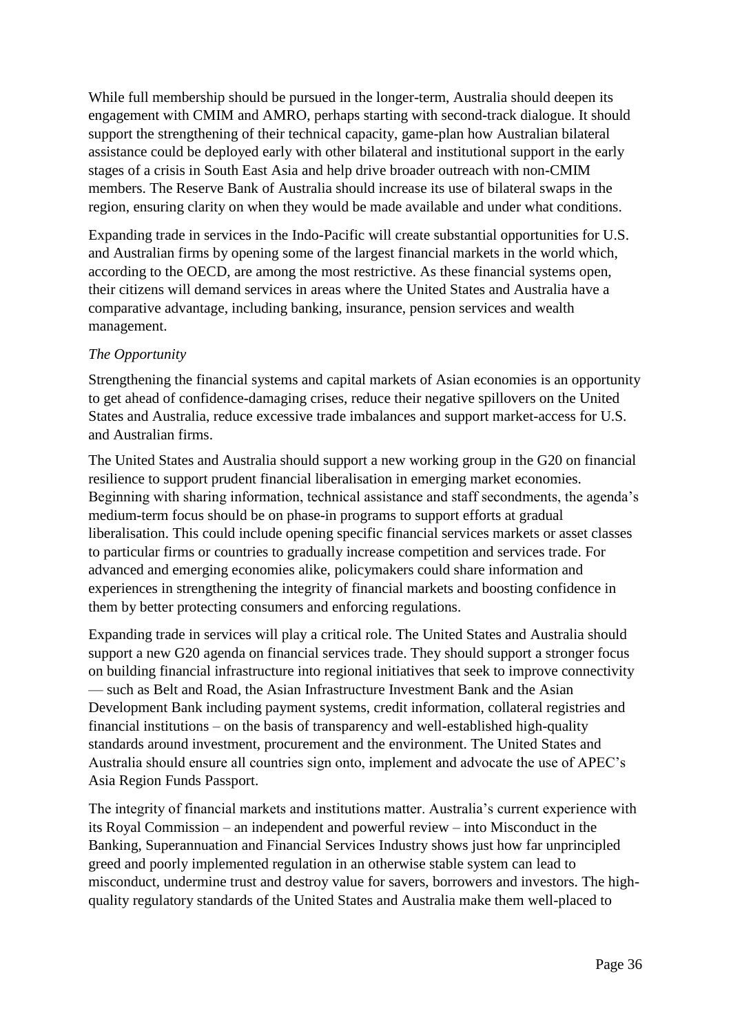While full membership should be pursued in the longer-term, Australia should deepen its engagement with CMIM and AMRO, perhaps starting with second-track dialogue. It should support the strengthening of their technical capacity, game-plan how Australian bilateral assistance could be deployed early with other bilateral and institutional support in the early stages of a crisis in South East Asia and help drive broader outreach with non-CMIM members. The Reserve Bank of Australia should increase its use of bilateral swaps in the region, ensuring clarity on when they would be made available and under what conditions.

Expanding trade in services in the Indo-Pacific will create substantial opportunities for U.S. and Australian firms by opening some of the largest financial markets in the world which, according to the OECD, are among the most restrictive. As these financial systems open, their citizens will demand services in areas where the United States and Australia have a comparative advantage, including banking, insurance, pension services and wealth management.

*The Opportunity*

Strengthening the financial systems and capital markets of Asian economies is an opportunity to get ahead of confidence-damaging crises, reduce their negative spillovers on the United States and Australia, reduce excessive trade imbalances and support market-access for U.S. and Australian firms.

The United States and Australia should support a new working group in the G20 on financial resilience to support prudent financial liberalisation in emerging market economies. Beginning with sharing information, technical assistance and staff secondments, the agenda's medium-term focus should be on phase-in programs to support efforts at gradual liberalisation. This could include opening specific financial services markets or asset classes to particular firms or countries to gradually increase competition and services trade. For advanced and emerging economies alike, policymakers could share information and experiences in strengthening the integrity of financial markets and boosting confidence in them by better protecting consumers and enforcing regulations.

Expanding trade in services will play a critical role. The United States and Australia should support a new G20 agenda on financial services trade. They should support a stronger focus on building financial infrastructure into regional initiatives that seek to improve connectivity — such as Belt and Road, the Asian Infrastructure Investment Bank and the Asian Development Bank including payment systems, credit information, collateral registries and financial institutions – on the basis of transparency and well-established high-quality standards around investment, procurement and the environment. The United States and Australia should ensure all countries sign onto, implement and advocate the use of APEC's Asia Region Funds Passport.

The integrity of financial markets and institutions matter. Australia's current experience with its Royal Commission – an independent and powerful review – into Misconduct in the Banking, Superannuation and Financial Services Industry shows just how far unprincipled greed and poorly implemented regulation in an otherwise stable system can lead to misconduct, undermine trust and destroy value for savers, borrowers and investors. The high-quality regulatory standards of the United States and Australia make them well-placed to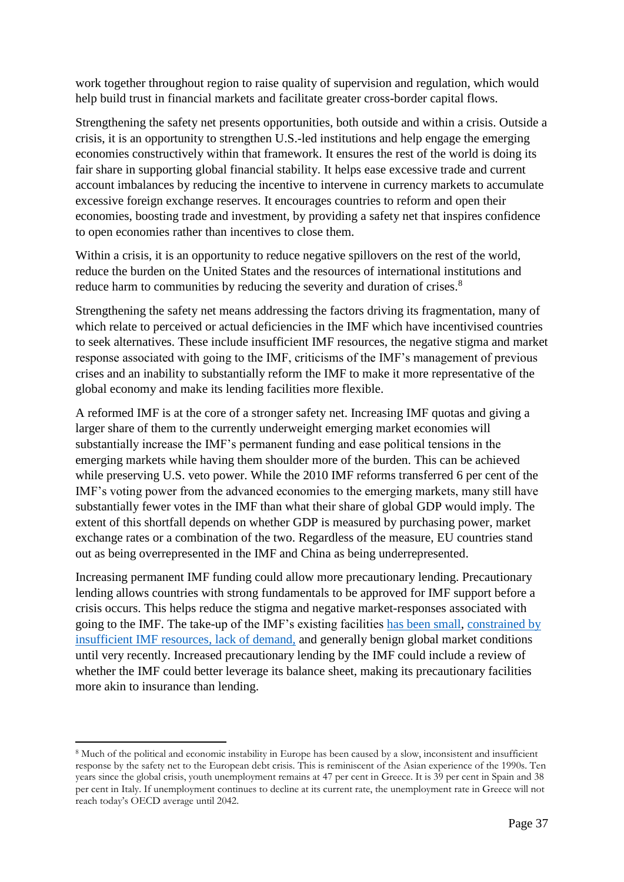work together throughout region to raise quality of supervision and regulation, which would help build trust in financial markets and facilitate greater cross-border capital flows.

Strengthening the safety net presents opportunities, both outside and within a crisis. Outside a crisis, it is an opportunity to strengthen U.S.-led institutions and help engage the emerging economies constructively within that framework. It ensures the rest of the world is doing its fair share in supporting global financial stability. It helps ease excessive trade and current account imbalances by reducing the incentive to intervene in currency markets to accumulate excessive foreign exchange reserves. It encourages countries to reform and open their economies, boosting trade and investment, by providing a safety net that inspires confidence to open economies rather than incentives to close them.

Within a crisis, it is an opportunity to reduce negative spillovers on the rest of the world, reduce the burden on the United States and the resources of international institutions and reduce harm to communities by reducing the severity and duration of crises.[8]

Strengthening the safety net means addressing the factors driving its fragmentation, many of which relate to perceived or actual deficiencies in the IMF which have incentivised countries to seek alternatives. These include insufficient IMF resources, the negative stigma and market response associated with going to the IMF, criticisms of the IMF's management of previous crises and an inability to substantially reform the IMF to make it more representative of the global economy and make its lending facilities more flexible.

A reformed IMF is at the core of a stronger safety net. Increasing IMF quotas and giving a larger share of them to the currently underweight emerging market economies will substantially increase the IMF's permanent funding and ease political tensions in the emerging markets while having them shoulder more of the burden. This can be achieved while preserving U.S. veto power. While the 2010 IMF reforms transferred 6 per cent of the IMF's voting power from the advanced economies to the emerging markets, many still have substantially fewer votes in the IMF than what their share of global GDP would imply. The extent of this shortfall depends on whether GDP is measured by purchasing power, market exchange rates or a combination of the two. Regardless of the measure, EU countries stand out as being overrepresented in the IMF and China as being underrepresented.

Increasing permanent IMF funding could allow more precautionary lending. Precautionary lending allows countries with strong fundamentals to be approved for IMF support before a crisis occurs. This helps reduce the stigma and negative market-responses associated with going to the IMF. The take-up of the IMF's existing facilities has been small, constrained by insufficient IMF resources, lack of demand, and generally benign global market conditions until very recently. Increased precautionary lending by the IMF could include a review of whether the IMF could better leverage its balance sheet, making its precautionary facilities more akin to insurance than lending.

---

[8] Much of the political and economic instability in Europe has been caused by a slow, inconsistent and insufficient response by the safety net to the European debt crisis. This is reminiscent of the Asian experience of the 1990s. Ten years since the global crisis, youth unemployment remains at 47 per cent in Greece. It is 39 per cent in Spain and 38 per cent in Italy. If unemployment continues to decline at its current rate, the unemployment rate in Greece will not reach today's OECD average until 2042.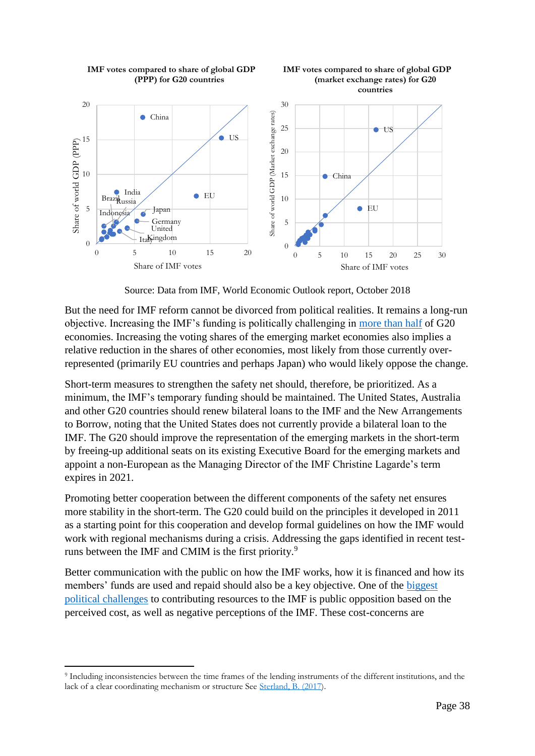**IMF votes compared to share of global GDP (PPP) for G20 countries**

**IMF votes compared to share of global GDP (market exchange rates) for G20 countries**

Source: Data from IMF, World Economic Outlook report, October 2018

But the need for IMF reform cannot be divorced from political realities. It remains a long-run objective. Increasing the IMF's funding is politically challenging in more than half of G20 economies. Increasing the voting shares of the emerging market economies also implies a relative reduction in the shares of other economies, most likely from those currently over-represented (primarily EU countries and perhaps Japan) who would likely oppose the change.

Short-term measures to strengthen the safety net should, therefore, be prioritized. As a minimum, the IMF's temporary funding should be maintained. The United States, Australia and other G20 countries should renew bilateral loans to the IMF and the New Arrangements to Borrow, noting that the United States does not currently provide a bilateral loan to the IMF. The G20 should improve the representation of the emerging markets in the short-term by freeing-up additional seats on its existing Executive Board for the emerging markets and appoint a non-European as the Managing Director of the IMF Christine Lagarde's term expires in 2021.

Promoting better cooperation between the different components of the safety net ensures more stability in the short-term. The G20 could build on the principles it developed in 2011 as a starting point for this cooperation and develop formal guidelines on how the IMF would work with regional mechanisms during a crisis. Addressing the gaps identified in recent test-runs between the IMF and CMIM is the first priority.[9]

Better communication with the public on how the IMF works, how it is financed and how its members' funds are used and repaid should also be a key objective. One of the biggest political challenges to contributing resources to the IMF is public opposition based on the perceived cost, as well as negative perceptions of the IMF. These cost-concerns are

[9] Including inconsistencies between the time frames of the lending instruments of the different institutions, and the lack of a clear coordinating mechanism or structure See Sterland, B. (2017).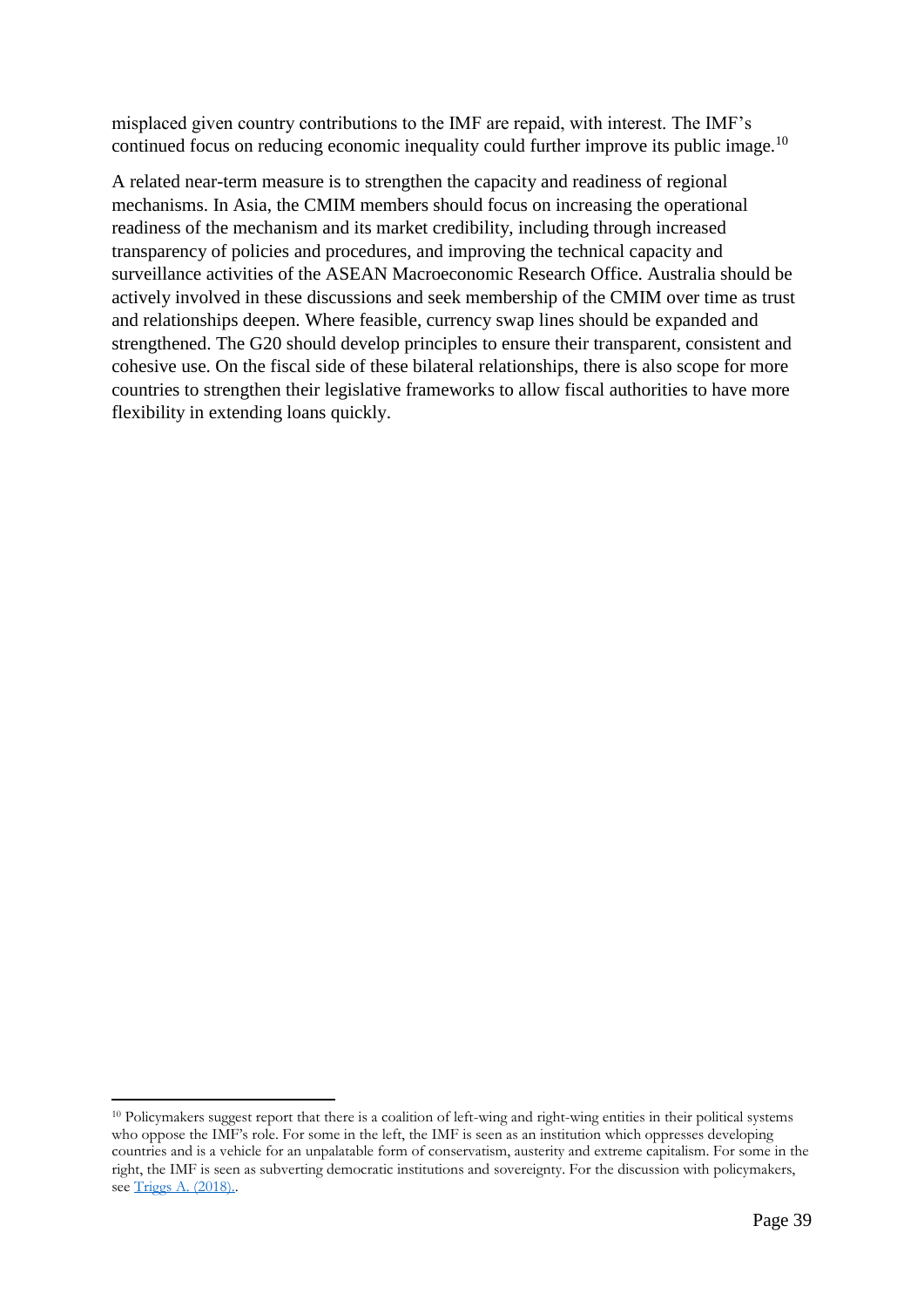misplaced given country contributions to the IMF are repaid, with interest. The IMF's continued focus on reducing economic inequality could further improve its public image.[10]

A related near-term measure is to strengthen the capacity and readiness of regional mechanisms. In Asia, the CMIM members should focus on increasing the operational readiness of the mechanism and its market credibility, including through increased transparency of policies and procedures, and improving the technical capacity and surveillance activities of the ASEAN Macroeconomic Research Office. Australia should be actively involved in these discussions and seek membership of the CMIM over time as trust and relationships deepen. Where feasible, currency swap lines should be expanded and strengthened. The G20 should develop principles to ensure their transparent, consistent and cohesive use. On the fiscal side of these bilateral relationships, there is also scope for more countries to strengthen their legislative frameworks to allow fiscal authorities to have more flexibility in extending loans quickly.

---

[10] Policymakers suggest report that there is a coalition of left-wing and right-wing entities in their political systems who oppose the IMF's role. For some in the left, the IMF is seen as an institution which oppresses developing countries and is a vehicle for an unpalatable form of conservatism, austerity and extreme capitalism. For some in the right, the IMF is seen as subverting democratic institutions and sovereignty. For the discussion with policymakers, see Triggs A. (2018)..